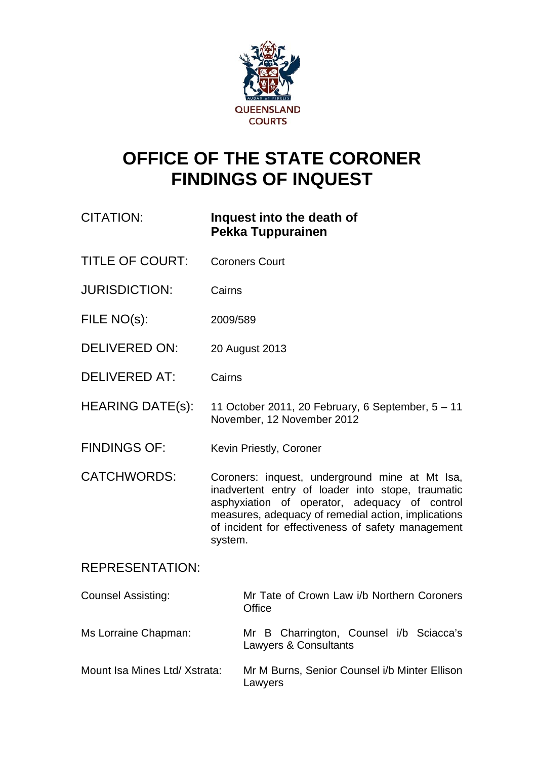QUEENSLAND COURTS

# OFFICE OF THE STATE CORONER
# FINDINGS OF INQUEST

| | |
|---|---|
| CITATION: | **Inquest into the death of Pekka Tuppurainen** |
| TITLE OF COURT: | Coroners Court |
| JURISDICTION: | Cairns |
| FILE NO(s): | 2009/589 |
| DELIVERED ON: | 20 August 2013 |
| DELIVERED AT: | Cairns |
| HEARING DATE(s): | 11 October 2011, 20 February, 6 September, 5 – 11 November, 12 November 2012 |
| FINDINGS OF: | Kevin Priestly, Coroner |
| CATCHWORDS: | Coroners: inquest, underground mine at Mt Isa, inadvertent entry of loader into stope, traumatic asphyxiation of operator, adequacy of control measures, adequacy of remedial action, implications of incident for effectiveness of safety management system. |

REPRESENTATION:

| | |
|---|---|
| Counsel Assisting: | Mr Tate of Crown Law i/b Northern Coroners Office |
| Ms Lorraine Chapman: | Mr B Charrington, Counsel i/b Sciacca's Lawyers & Consultants |
| Mount Isa Mines Ltd/ Xstrata: | Mr M Burns, Senior Counsel i/b Minter Ellison Lawyers |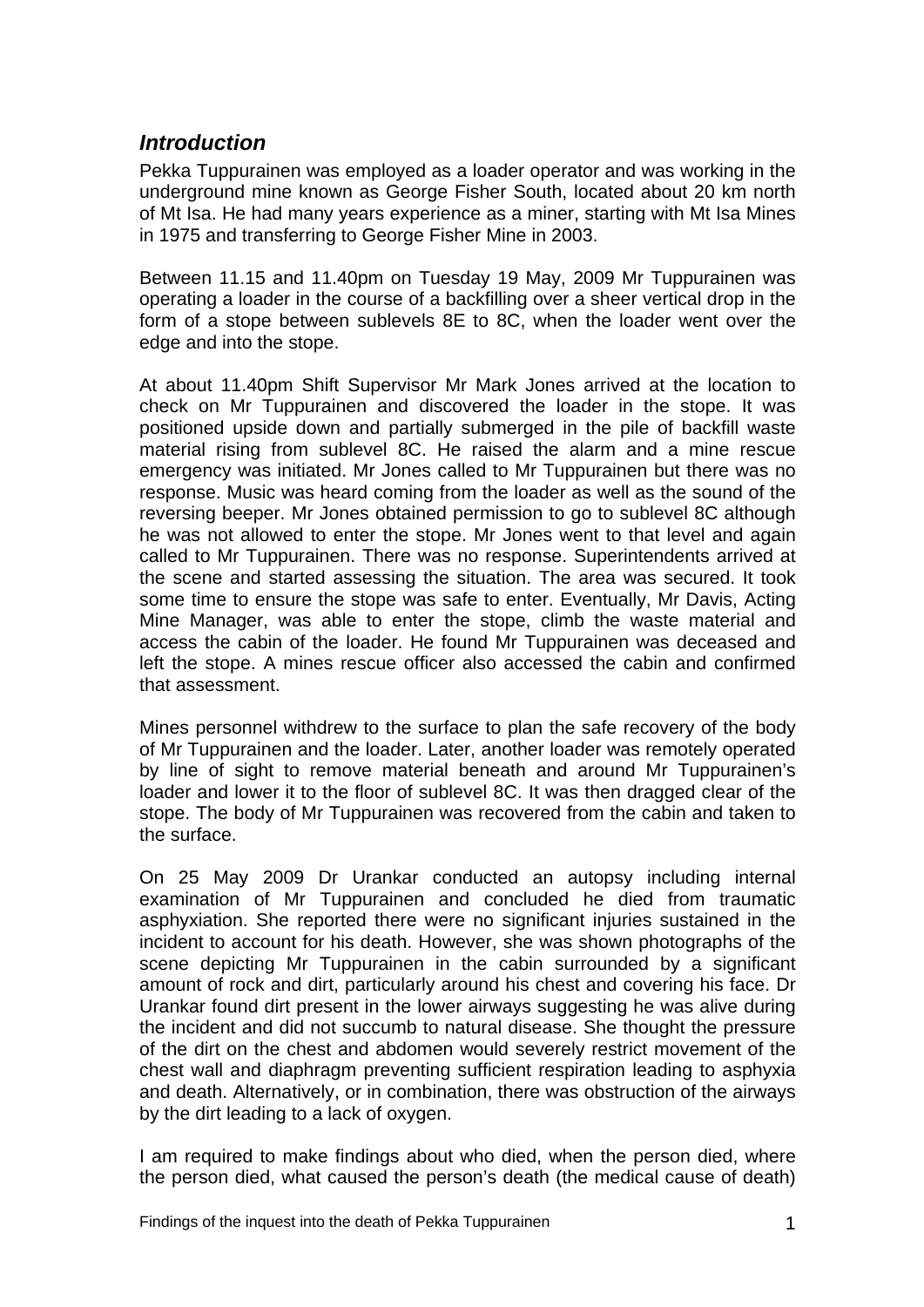## *Introduction*

Pekka Tuppurainen was employed as a loader operator and was working in the underground mine known as George Fisher South, located about 20 km north of Mt Isa. He had many years experience as a miner, starting with Mt Isa Mines in 1975 and transferring to George Fisher Mine in 2003.

Between 11.15 and 11.40pm on Tuesday 19 May, 2009 Mr Tuppurainen was operating a loader in the course of a backfilling over a sheer vertical drop in the form of a stope between sublevels 8E to 8C, when the loader went over the edge and into the stope.

At about 11.40pm Shift Supervisor Mr Mark Jones arrived at the location to check on Mr Tuppurainen and discovered the loader in the stope. It was positioned upside down and partially submerged in the pile of backfill waste material rising from sublevel 8C. He raised the alarm and a mine rescue emergency was initiated. Mr Jones called to Mr Tuppurainen but there was no response. Music was heard coming from the loader as well as the sound of the reversing beeper. Mr Jones obtained permission to go to sublevel 8C although he was not allowed to enter the stope. Mr Jones went to that level and again called to Mr Tuppurainen. There was no response. Superintendents arrived at the scene and started assessing the situation. The area was secured. It took some time to ensure the stope was safe to enter. Eventually, Mr Davis, Acting Mine Manager, was able to enter the stope, climb the waste material and access the cabin of the loader. He found Mr Tuppurainen was deceased and left the stope. A mines rescue officer also accessed the cabin and confirmed that assessment.

Mines personnel withdrew to the surface to plan the safe recovery of the body of Mr Tuppurainen and the loader. Later, another loader was remotely operated by line of sight to remove material beneath and around Mr Tuppurainen's loader and lower it to the floor of sublevel 8C. It was then dragged clear of the stope. The body of Mr Tuppurainen was recovered from the cabin and taken to the surface.

On 25 May 2009 Dr Urankar conducted an autopsy including internal examination of Mr Tuppurainen and concluded he died from traumatic asphyxiation. She reported there were no significant injuries sustained in the incident to account for his death. However, she was shown photographs of the scene depicting Mr Tuppurainen in the cabin surrounded by a significant amount of rock and dirt, particularly around his chest and covering his face. Dr Urankar found dirt present in the lower airways suggesting he was alive during the incident and did not succumb to natural disease. She thought the pressure of the dirt on the chest and abdomen would severely restrict movement of the chest wall and diaphragm preventing sufficient respiration leading to asphyxia and death. Alternatively, or in combination, there was obstruction of the airways by the dirt leading to a lack of oxygen.

I am required to make findings about who died, when the person died, where the person died, what caused the person's death (the medical cause of death)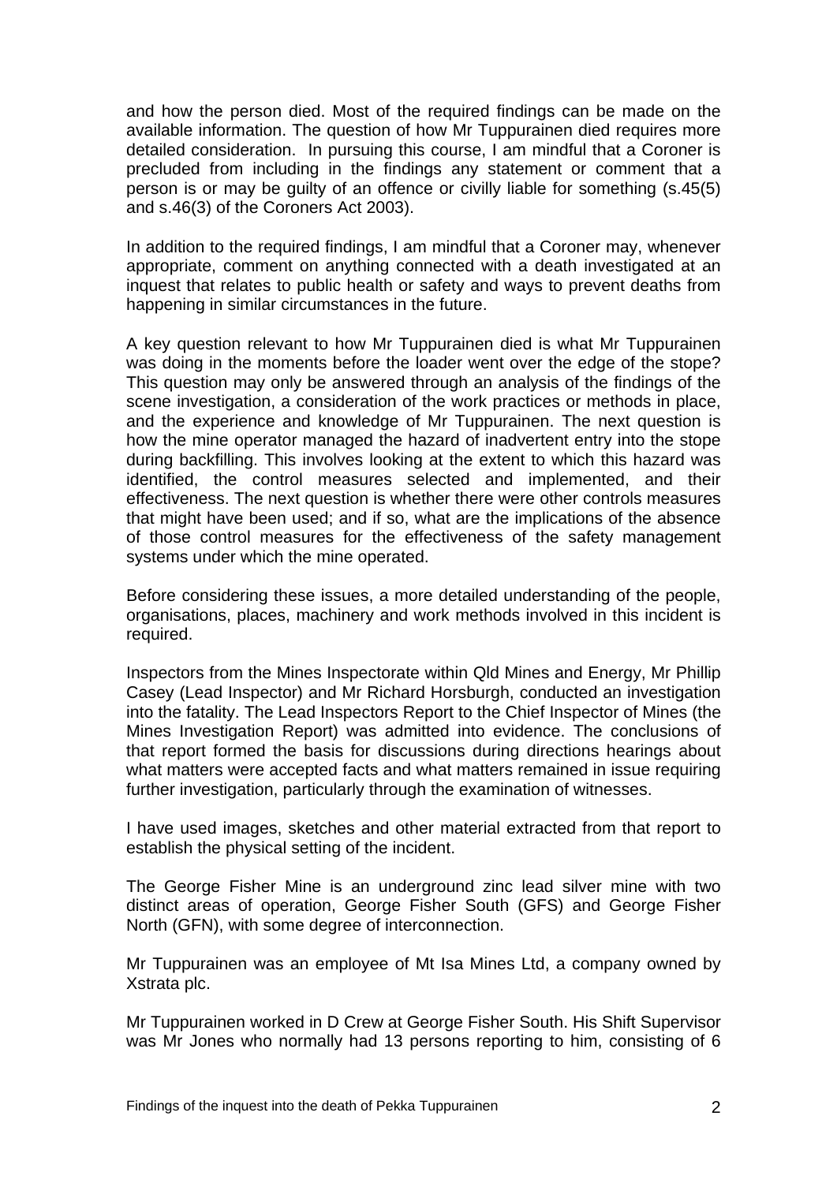and how the person died. Most of the required findings can be made on the available information. The question of how Mr Tuppurainen died requires more detailed consideration. In pursuing this course, I am mindful that a Coroner is precluded from including in the findings any statement or comment that a person is or may be guilty of an offence or civilly liable for something (s.45(5) and s.46(3) of the Coroners Act 2003).

In addition to the required findings, I am mindful that a Coroner may, whenever appropriate, comment on anything connected with a death investigated at an inquest that relates to public health or safety and ways to prevent deaths from happening in similar circumstances in the future.

A key question relevant to how Mr Tuppurainen died is what Mr Tuppurainen was doing in the moments before the loader went over the edge of the stope? This question may only be answered through an analysis of the findings of the scene investigation, a consideration of the work practices or methods in place, and the experience and knowledge of Mr Tuppurainen. The next question is how the mine operator managed the hazard of inadvertent entry into the stope during backfilling. This involves looking at the extent to which this hazard was identified, the control measures selected and implemented, and their effectiveness. The next question is whether there were other controls measures that might have been used; and if so, what are the implications of the absence of those control measures for the effectiveness of the safety management systems under which the mine operated.

Before considering these issues, a more detailed understanding of the people, organisations, places, machinery and work methods involved in this incident is required.

Inspectors from the Mines Inspectorate within Qld Mines and Energy, Mr Phillip Casey (Lead Inspector) and Mr Richard Horsburgh, conducted an investigation into the fatality. The Lead Inspectors Report to the Chief Inspector of Mines (the Mines Investigation Report) was admitted into evidence. The conclusions of that report formed the basis for discussions during directions hearings about what matters were accepted facts and what matters remained in issue requiring further investigation, particularly through the examination of witnesses.

I have used images, sketches and other material extracted from that report to establish the physical setting of the incident.

The George Fisher Mine is an underground zinc lead silver mine with two distinct areas of operation, George Fisher South (GFS) and George Fisher North (GFN), with some degree of interconnection.

Mr Tuppurainen was an employee of Mt Isa Mines Ltd, a company owned by Xstrata plc.

Mr Tuppurainen worked in D Crew at George Fisher South. His Shift Supervisor was Mr Jones who normally had 13 persons reporting to him, consisting of 6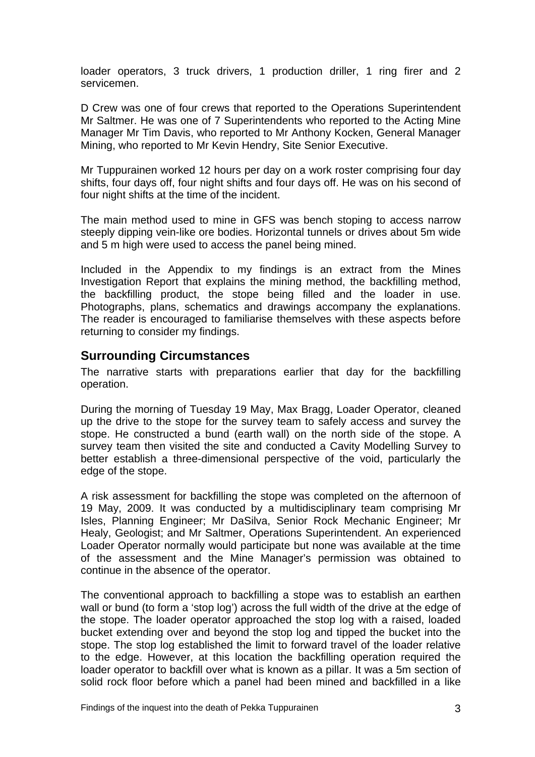loader operators, 3 truck drivers, 1 production driller, 1 ring firer and 2 servicemen.

D Crew was one of four crews that reported to the Operations Superintendent Mr Saltmer. He was one of 7 Superintendents who reported to the Acting Mine Manager Mr Tim Davis, who reported to Mr Anthony Kocken, General Manager Mining, who reported to Mr Kevin Hendry, Site Senior Executive.

Mr Tuppurainen worked 12 hours per day on a work roster comprising four day shifts, four days off, four night shifts and four days off. He was on his second of four night shifts at the time of the incident.

The main method used to mine in GFS was bench stoping to access narrow steeply dipping vein-like ore bodies. Horizontal tunnels or drives about 5m wide and 5 m high were used to access the panel being mined.

Included in the Appendix to my findings is an extract from the Mines Investigation Report that explains the mining method, the backfilling method, the backfilling product, the stope being filled and the loader in use. Photographs, plans, schematics and drawings accompany the explanations. The reader is encouraged to familiarise themselves with these aspects before returning to consider my findings.

## Surrounding Circumstances

The narrative starts with preparations earlier that day for the backfilling operation.

During the morning of Tuesday 19 May, Max Bragg, Loader Operator, cleaned up the drive to the stope for the survey team to safely access and survey the stope. He constructed a bund (earth wall) on the north side of the stope. A survey team then visited the site and conducted a Cavity Modelling Survey to better establish a three-dimensional perspective of the void, particularly the edge of the stope.

A risk assessment for backfilling the stope was completed on the afternoon of 19 May, 2009. It was conducted by a multidisciplinary team comprising Mr Isles, Planning Engineer; Mr DaSilva, Senior Rock Mechanic Engineer; Mr Healy, Geologist; and Mr Saltmer, Operations Superintendent. An experienced Loader Operator normally would participate but none was available at the time of the assessment and the Mine Manager's permission was obtained to continue in the absence of the operator.

The conventional approach to backfilling a stope was to establish an earthen wall or bund (to form a 'stop log') across the full width of the drive at the edge of the stope. The loader operator approached the stop log with a raised, loaded bucket extending over and beyond the stop log and tipped the bucket into the stope. The stop log established the limit to forward travel of the loader relative to the edge. However, at this location the backfilling operation required the loader operator to backfill over what is known as a pillar. It was a 5m section of solid rock floor before which a panel had been mined and backfilled in a like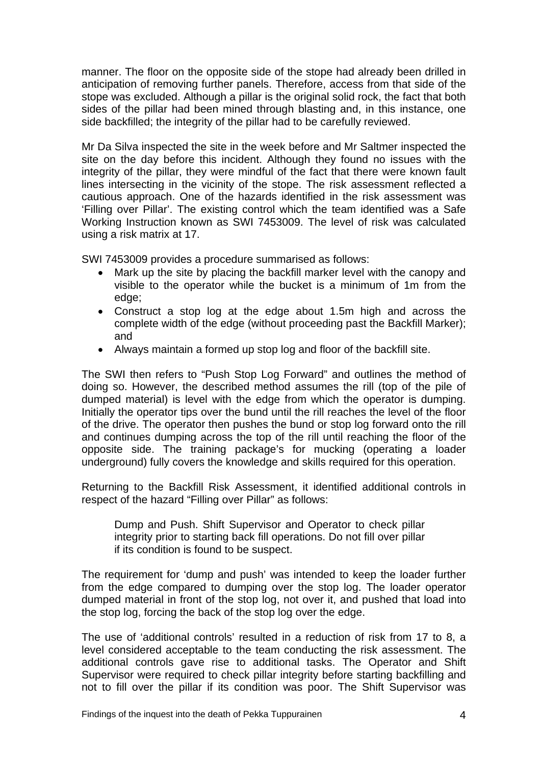manner. The floor on the opposite side of the stope had already been drilled in anticipation of removing further panels. Therefore, access from that side of the stope was excluded. Although a pillar is the original solid rock, the fact that both sides of the pillar had been mined through blasting and, in this instance, one side backfilled; the integrity of the pillar had to be carefully reviewed.

Mr Da Silva inspected the site in the week before and Mr Saltmer inspected the site on the day before this incident. Although they found no issues with the integrity of the pillar, they were mindful of the fact that there were known fault lines intersecting in the vicinity of the stope. The risk assessment reflected a cautious approach. One of the hazards identified in the risk assessment was 'Filling over Pillar'. The existing control which the team identified was a Safe Working Instruction known as SWI 7453009. The level of risk was calculated using a risk matrix at 17.

SWI 7453009 provides a procedure summarised as follows:

- Mark up the site by placing the backfill marker level with the canopy and visible to the operator while the bucket is a minimum of 1m from the edge;
- Construct a stop log at the edge about 1.5m high and across the complete width of the edge (without proceeding past the Backfill Marker); and
- Always maintain a formed up stop log and floor of the backfill site.

The SWI then refers to "Push Stop Log Forward" and outlines the method of doing so. However, the described method assumes the rill (top of the pile of dumped material) is level with the edge from which the operator is dumping. Initially the operator tips over the bund until the rill reaches the level of the floor of the drive. The operator then pushes the bund or stop log forward onto the rill and continues dumping across the top of the rill until reaching the floor of the opposite side. The training package's for mucking (operating a loader underground) fully covers the knowledge and skills required for this operation.

Returning to the Backfill Risk Assessment, it identified additional controls in respect of the hazard "Filling over Pillar" as follows:

> Dump and Push. Shift Supervisor and Operator to check pillar integrity prior to starting back fill operations. Do not fill over pillar if its condition is found to be suspect.

The requirement for 'dump and push' was intended to keep the loader further from the edge compared to dumping over the stop log. The loader operator dumped material in front of the stop log, not over it, and pushed that load into the stop log, forcing the back of the stop log over the edge.

The use of 'additional controls' resulted in a reduction of risk from 17 to 8, a level considered acceptable to the team conducting the risk assessment. The additional controls gave rise to additional tasks. The Operator and Shift Supervisor were required to check pillar integrity before starting backfilling and not to fill over the pillar if its condition was poor. The Shift Supervisor was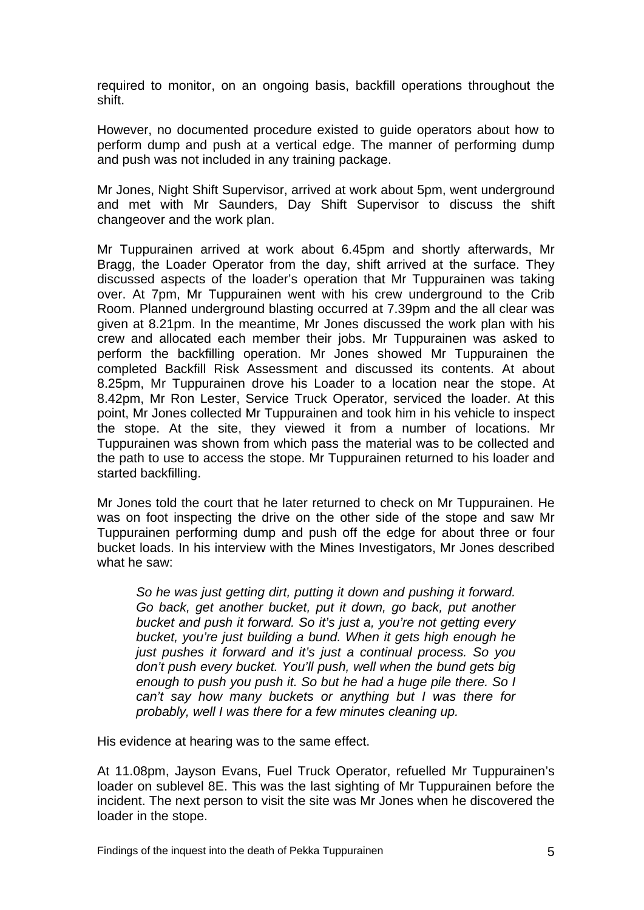required to monitor, on an ongoing basis, backfill operations throughout the shift.

However, no documented procedure existed to guide operators about how to perform dump and push at a vertical edge. The manner of performing dump and push was not included in any training package.

Mr Jones, Night Shift Supervisor, arrived at work about 5pm, went underground and met with Mr Saunders, Day Shift Supervisor to discuss the shift changeover and the work plan.

Mr Tuppurainen arrived at work about 6.45pm and shortly afterwards, Mr Bragg, the Loader Operator from the day, shift arrived at the surface. They discussed aspects of the loader's operation that Mr Tuppurainen was taking over. At 7pm, Mr Tuppurainen went with his crew underground to the Crib Room. Planned underground blasting occurred at 7.39pm and the all clear was given at 8.21pm. In the meantime, Mr Jones discussed the work plan with his crew and allocated each member their jobs. Mr Tuppurainen was asked to perform the backfilling operation. Mr Jones showed Mr Tuppurainen the completed Backfill Risk Assessment and discussed its contents. At about 8.25pm, Mr Tuppurainen drove his Loader to a location near the stope. At 8.42pm, Mr Ron Lester, Service Truck Operator, serviced the loader. At this point, Mr Jones collected Mr Tuppurainen and took him in his vehicle to inspect the stope. At the site, they viewed it from a number of locations. Mr Tuppurainen was shown from which pass the material was to be collected and the path to use to access the stope. Mr Tuppurainen returned to his loader and started backfilling.

Mr Jones told the court that he later returned to check on Mr Tuppurainen. He was on foot inspecting the drive on the other side of the stope and saw Mr Tuppurainen performing dump and push off the edge for about three or four bucket loads. In his interview with the Mines Investigators, Mr Jones described what he saw:

> *So he was just getting dirt, putting it down and pushing it forward. Go back, get another bucket, put it down, go back, put another bucket and push it forward. So it's just a, you're not getting every bucket, you're just building a bund. When it gets high enough he just pushes it forward and it's just a continual process. So you don't push every bucket. You'll push, well when the bund gets big enough to push you push it. So but he had a huge pile there. So I can't say how many buckets or anything but I was there for probably, well I was there for a few minutes cleaning up.*

His evidence at hearing was to the same effect.

At 11.08pm, Jayson Evans, Fuel Truck Operator, refuelled Mr Tuppurainen's loader on sublevel 8E. This was the last sighting of Mr Tuppurainen before the incident. The next person to visit the site was Mr Jones when he discovered the loader in the stope.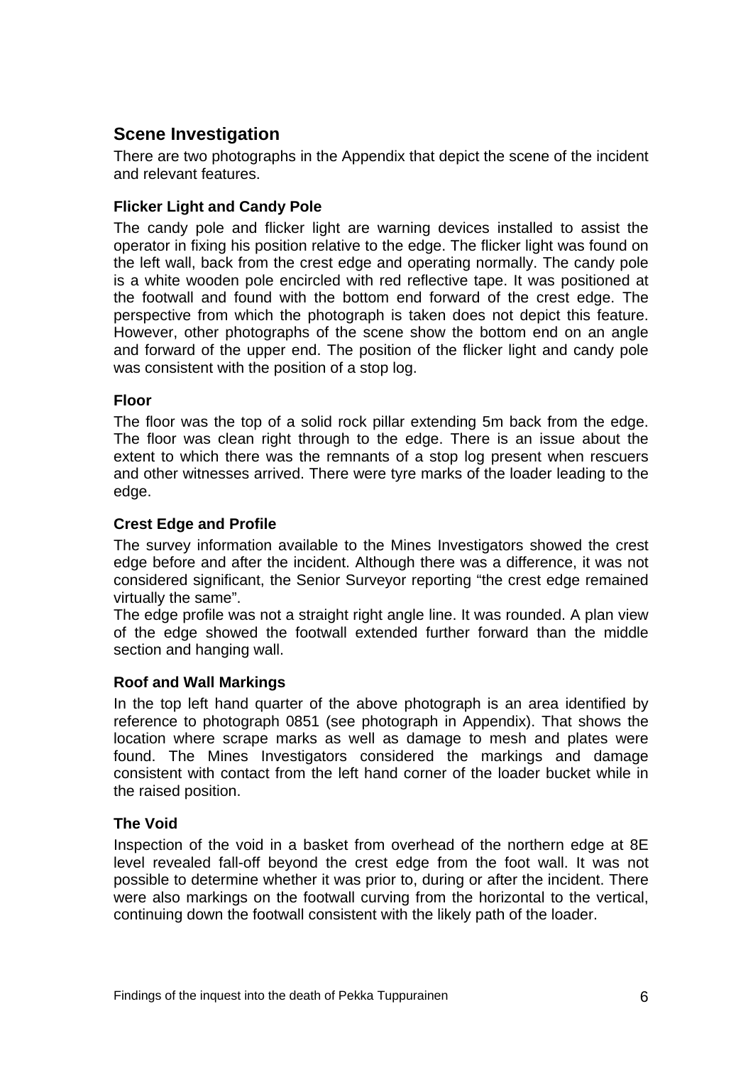## Scene Investigation

There are two photographs in the Appendix that depict the scene of the incident and relevant features.

### Flicker Light and Candy Pole

The candy pole and flicker light are warning devices installed to assist the operator in fixing his position relative to the edge. The flicker light was found on the left wall, back from the crest edge and operating normally. The candy pole is a white wooden pole encircled with red reflective tape. It was positioned at the footwall and found with the bottom end forward of the crest edge. The perspective from which the photograph is taken does not depict this feature. However, other photographs of the scene show the bottom end on an angle and forward of the upper end. The position of the flicker light and candy pole was consistent with the position of a stop log.

### Floor

The floor was the top of a solid rock pillar extending 5m back from the edge. The floor was clean right through to the edge. There is an issue about the extent to which there was the remnants of a stop log present when rescuers and other witnesses arrived. There were tyre marks of the loader leading to the edge.

### Crest Edge and Profile

The survey information available to the Mines Investigators showed the crest edge before and after the incident. Although there was a difference, it was not considered significant, the Senior Surveyor reporting "the crest edge remained virtually the same".

The edge profile was not a straight right angle line. It was rounded. A plan view of the edge showed the footwall extended further forward than the middle section and hanging wall.

### Roof and Wall Markings

In the top left hand quarter of the above photograph is an area identified by reference to photograph 0851 (see photograph in Appendix). That shows the location where scrape marks as well as damage to mesh and plates were found. The Mines Investigators considered the markings and damage consistent with contact from the left hand corner of the loader bucket while in the raised position.

### The Void

Inspection of the void in a basket from overhead of the northern edge at 8E level revealed fall-off beyond the crest edge from the foot wall. It was not possible to determine whether it was prior to, during or after the incident. There were also markings on the footwall curving from the horizontal to the vertical, continuing down the footwall consistent with the likely path of the loader.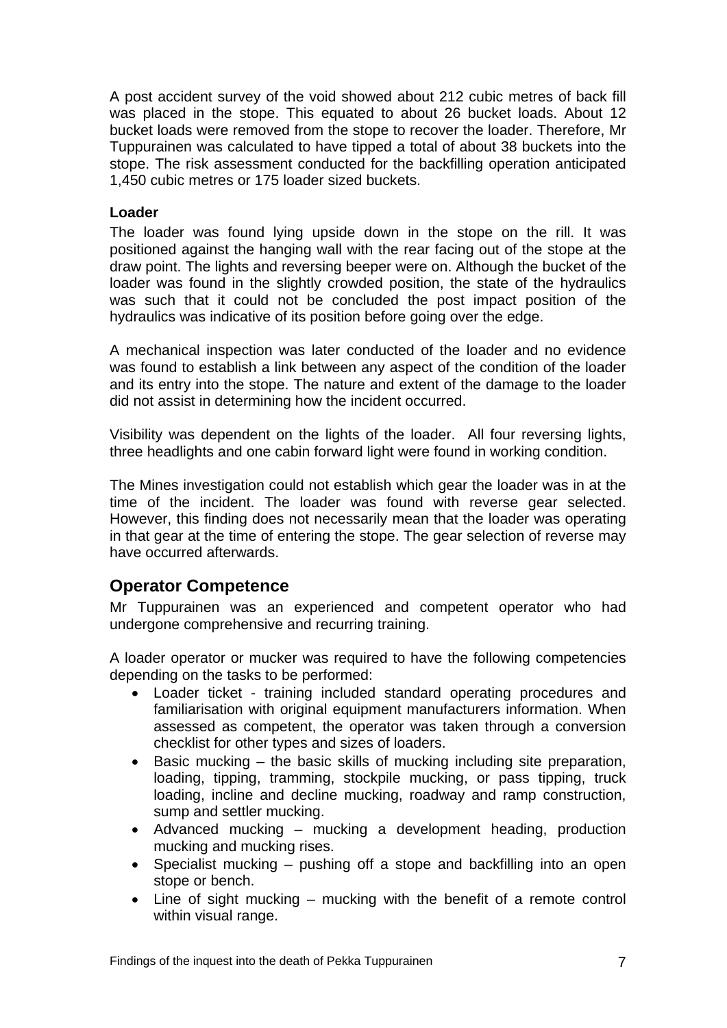A post accident survey of the void showed about 212 cubic metres of back fill was placed in the stope. This equated to about 26 bucket loads. About 12 bucket loads were removed from the stope to recover the loader. Therefore, Mr Tuppurainen was calculated to have tipped a total of about 38 buckets into the stope. The risk assessment conducted for the backfilling operation anticipated 1,450 cubic metres or 175 loader sized buckets.

### Loader

The loader was found lying upside down in the stope on the rill. It was positioned against the hanging wall with the rear facing out of the stope at the draw point. The lights and reversing beeper were on. Although the bucket of the loader was found in the slightly crowded position, the state of the hydraulics was such that it could not be concluded the post impact position of the hydraulics was indicative of its position before going over the edge.

A mechanical inspection was later conducted of the loader and no evidence was found to establish a link between any aspect of the condition of the loader and its entry into the stope. The nature and extent of the damage to the loader did not assist in determining how the incident occurred.

Visibility was dependent on the lights of the loader. All four reversing lights, three headlights and one cabin forward light were found in working condition.

The Mines investigation could not establish which gear the loader was in at the time of the incident. The loader was found with reverse gear selected. However, this finding does not necessarily mean that the loader was operating in that gear at the time of entering the stope. The gear selection of reverse may have occurred afterwards.

## Operator Competence

Mr Tuppurainen was an experienced and competent operator who had undergone comprehensive and recurring training.

A loader operator or mucker was required to have the following competencies depending on the tasks to be performed:

- Loader ticket - training included standard operating procedures and familiarisation with original equipment manufacturers information. When assessed as competent, the operator was taken through a conversion checklist for other types and sizes of loaders.
- Basic mucking – the basic skills of mucking including site preparation, loading, tipping, tramming, stockpile mucking, or pass tipping, truck loading, incline and decline mucking, roadway and ramp construction, sump and settler mucking.
- Advanced mucking – mucking a development heading, production mucking and mucking rises.
- Specialist mucking – pushing off a stope and backfilling into an open stope or bench.
- Line of sight mucking – mucking with the benefit of a remote control within visual range.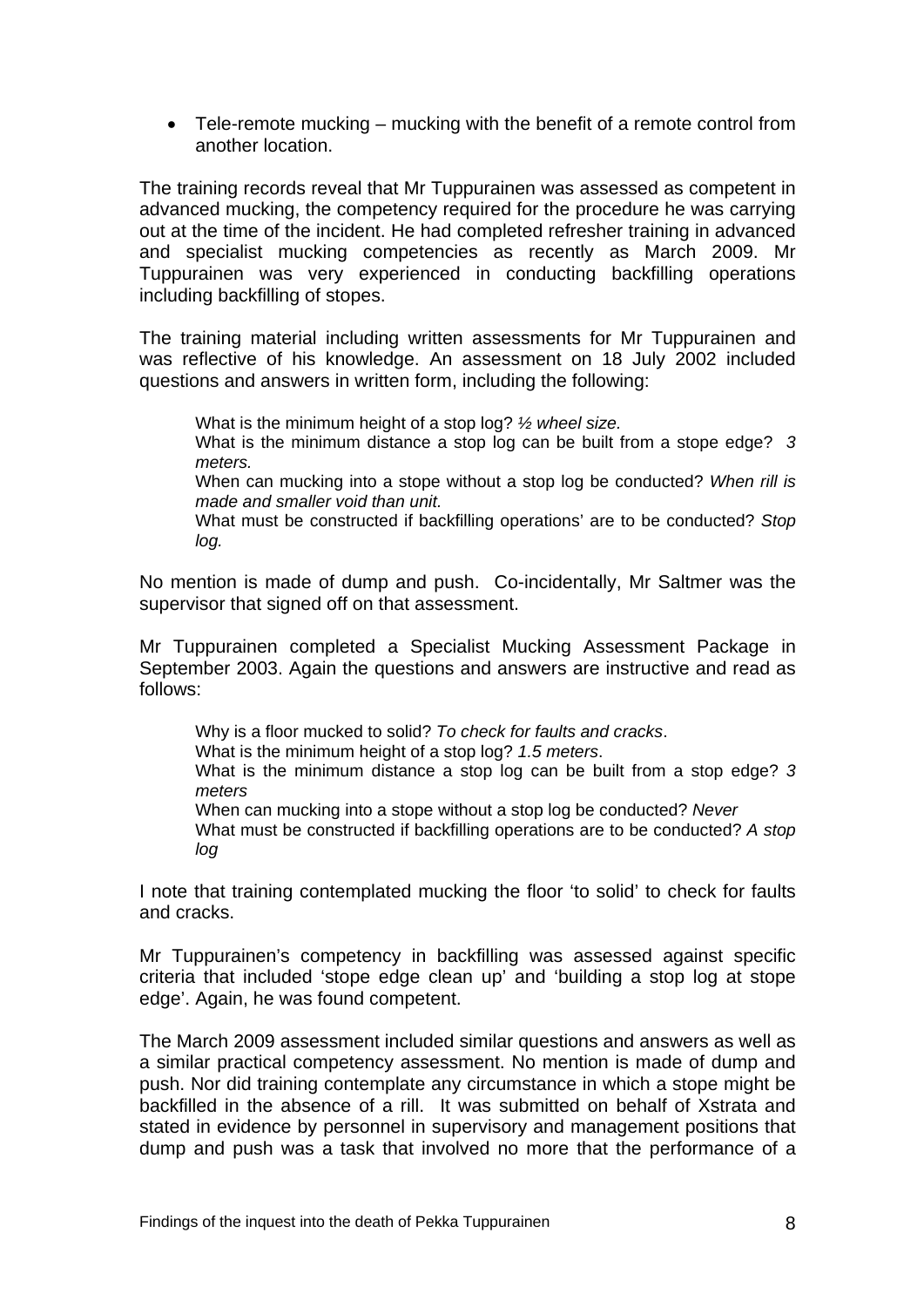- Tele-remote mucking – mucking with the benefit of a remote control from another location.

The training records reveal that Mr Tuppurainen was assessed as competent in advanced mucking, the competency required for the procedure he was carrying out at the time of the incident. He had completed refresher training in advanced and specialist mucking competencies as recently as March 2009. Mr Tuppurainen was very experienced in conducting backfilling operations including backfilling of stopes.

The training material including written assessments for Mr Tuppurainen and was reflective of his knowledge. An assessment on 18 July 2002 included questions and answers in written form, including the following:

> What is the minimum height of a stop log? *½ wheel size.*
> What is the minimum distance a stop log can be built from a stope edge? *3 meters.*
> When can mucking into a stope without a stop log be conducted? *When rill is made and smaller void than unit.*
> What must be constructed if backfilling operations' are to be conducted? *Stop log.*

No mention is made of dump and push. Co-incidentally, Mr Saltmer was the supervisor that signed off on that assessment.

Mr Tuppurainen completed a Specialist Mucking Assessment Package in September 2003. Again the questions and answers are instructive and read as follows:

> Why is a floor mucked to solid? *To check for faults and cracks*.
> What is the minimum height of a stop log? *1.5 meters*.
> What is the minimum distance a stop log can be built from a stop edge? *3 meters*
> When can mucking into a stope without a stop log be conducted? *Never*
> What must be constructed if backfilling operations are to be conducted? *A stop log*

I note that training contemplated mucking the floor 'to solid' to check for faults and cracks.

Mr Tuppurainen's competency in backfilling was assessed against specific criteria that included 'stope edge clean up' and 'building a stop log at stope edge'. Again, he was found competent.

The March 2009 assessment included similar questions and answers as well as a similar practical competency assessment. No mention is made of dump and push. Nor did training contemplate any circumstance in which a stope might be backfilled in the absence of a rill. It was submitted on behalf of Xstrata and stated in evidence by personnel in supervisory and management positions that dump and push was a task that involved no more that the performance of a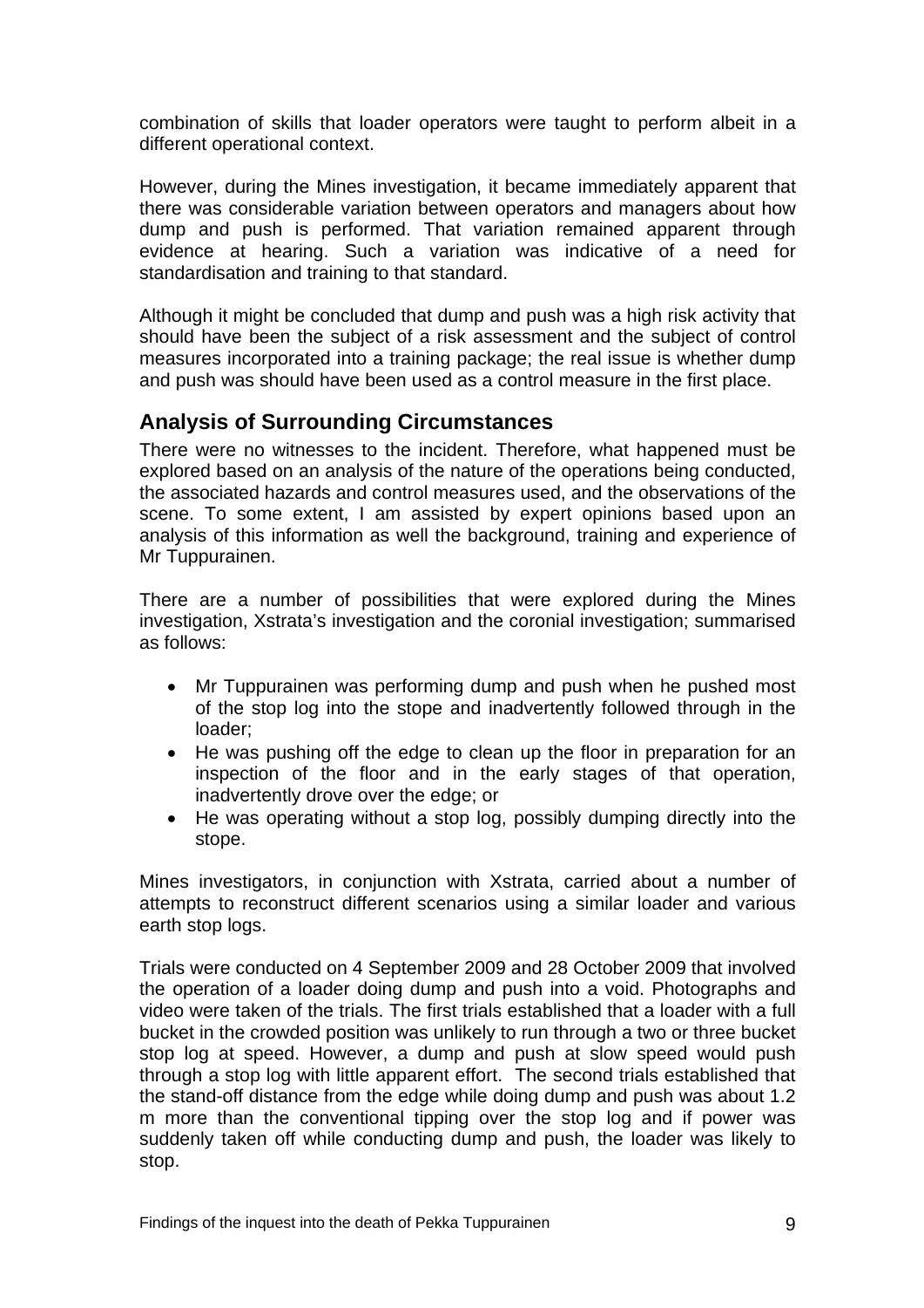combination of skills that loader operators were taught to perform albeit in a different operational context.

However, during the Mines investigation, it became immediately apparent that there was considerable variation between operators and managers about how dump and push is performed. That variation remained apparent through evidence at hearing. Such a variation was indicative of a need for standardisation and training to that standard.

Although it might be concluded that dump and push was a high risk activity that should have been the subject of a risk assessment and the subject of control measures incorporated into a training package; the real issue is whether dump and push was should have been used as a control measure in the first place.

## Analysis of Surrounding Circumstances

There were no witnesses to the incident. Therefore, what happened must be explored based on an analysis of the nature of the operations being conducted, the associated hazards and control measures used, and the observations of the scene. To some extent, I am assisted by expert opinions based upon an analysis of this information as well the background, training and experience of Mr Tuppurainen.

There are a number of possibilities that were explored during the Mines investigation, Xstrata's investigation and the coronial investigation; summarised as follows:

- Mr Tuppurainen was performing dump and push when he pushed most of the stop log into the stope and inadvertently followed through in the loader;
- He was pushing off the edge to clean up the floor in preparation for an inspection of the floor and in the early stages of that operation, inadvertently drove over the edge; or
- He was operating without a stop log, possibly dumping directly into the stope.

Mines investigators, in conjunction with Xstrata, carried about a number of attempts to reconstruct different scenarios using a similar loader and various earth stop logs.

Trials were conducted on 4 September 2009 and 28 October 2009 that involved the operation of a loader doing dump and push into a void. Photographs and video were taken of the trials. The first trials established that a loader with a full bucket in the crowded position was unlikely to run through a two or three bucket stop log at speed. However, a dump and push at slow speed would push through a stop log with little apparent effort. The second trials established that the stand-off distance from the edge while doing dump and push was about 1.2 m more than the conventional tipping over the stop log and if power was suddenly taken off while conducting dump and push, the loader was likely to stop.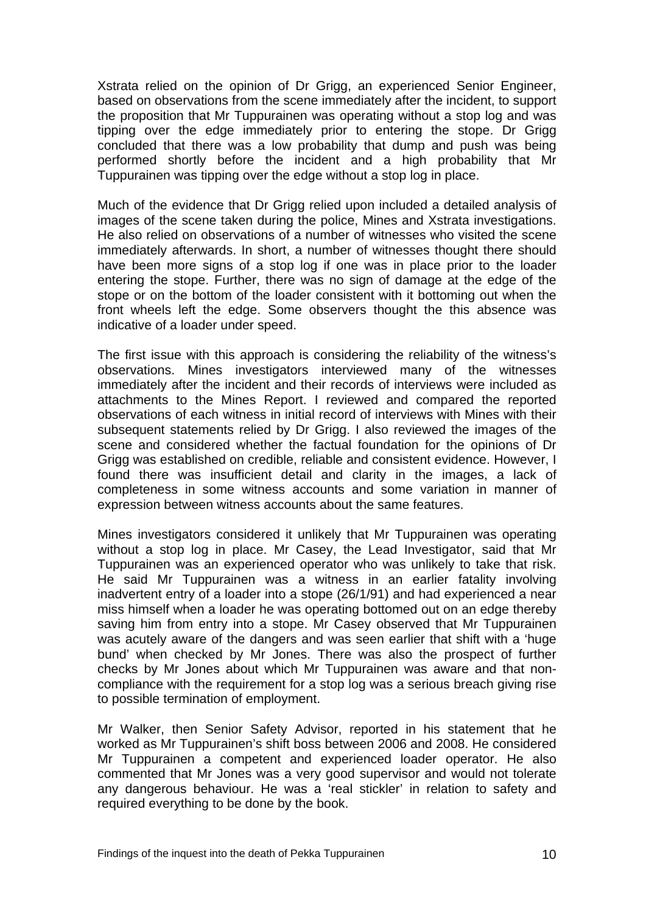Xstrata relied on the opinion of Dr Grigg, an experienced Senior Engineer, based on observations from the scene immediately after the incident, to support the proposition that Mr Tuppurainen was operating without a stop log and was tipping over the edge immediately prior to entering the stope. Dr Grigg concluded that there was a low probability that dump and push was being performed shortly before the incident and a high probability that Mr Tuppurainen was tipping over the edge without a stop log in place.

Much of the evidence that Dr Grigg relied upon included a detailed analysis of images of the scene taken during the police, Mines and Xstrata investigations. He also relied on observations of a number of witnesses who visited the scene immediately afterwards. In short, a number of witnesses thought there should have been more signs of a stop log if one was in place prior to the loader entering the stope. Further, there was no sign of damage at the edge of the stope or on the bottom of the loader consistent with it bottoming out when the front wheels left the edge. Some observers thought the this absence was indicative of a loader under speed.

The first issue with this approach is considering the reliability of the witness's observations. Mines investigators interviewed many of the witnesses immediately after the incident and their records of interviews were included as attachments to the Mines Report. I reviewed and compared the reported observations of each witness in initial record of interviews with Mines with their subsequent statements relied by Dr Grigg. I also reviewed the images of the scene and considered whether the factual foundation for the opinions of Dr Grigg was established on credible, reliable and consistent evidence. However, I found there was insufficient detail and clarity in the images, a lack of completeness in some witness accounts and some variation in manner of expression between witness accounts about the same features.

Mines investigators considered it unlikely that Mr Tuppurainen was operating without a stop log in place. Mr Casey, the Lead Investigator, said that Mr Tuppurainen was an experienced operator who was unlikely to take that risk. He said Mr Tuppurainen was a witness in an earlier fatality involving inadvertent entry of a loader into a stope (26/1/91) and had experienced a near miss himself when a loader he was operating bottomed out on an edge thereby saving him from entry into a stope. Mr Casey observed that Mr Tuppurainen was acutely aware of the dangers and was seen earlier that shift with a 'huge bund' when checked by Mr Jones. There was also the prospect of further checks by Mr Jones about which Mr Tuppurainen was aware and that non-compliance with the requirement for a stop log was a serious breach giving rise to possible termination of employment.

Mr Walker, then Senior Safety Advisor, reported in his statement that he worked as Mr Tuppurainen's shift boss between 2006 and 2008. He considered Mr Tuppurainen a competent and experienced loader operator. He also commented that Mr Jones was a very good supervisor and would not tolerate any dangerous behaviour. He was a 'real stickler' in relation to safety and required everything to be done by the book.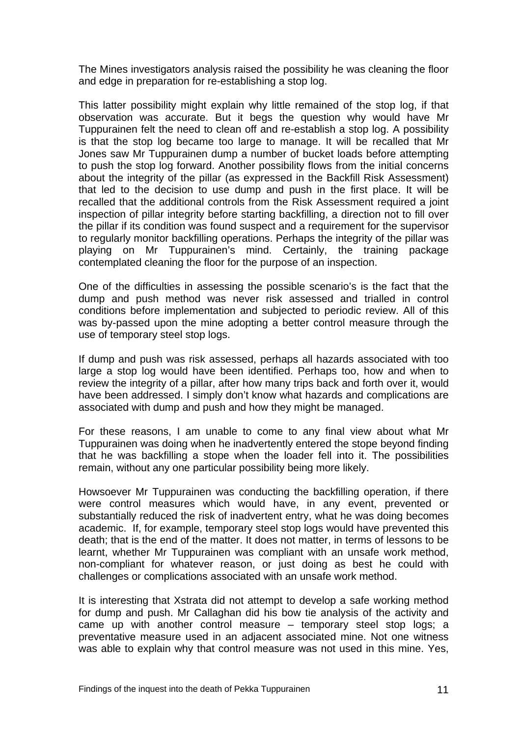The Mines investigators analysis raised the possibility he was cleaning the floor and edge in preparation for re-establishing a stop log.

This latter possibility might explain why little remained of the stop log, if that observation was accurate. But it begs the question why would have Mr Tuppurainen felt the need to clean off and re-establish a stop log. A possibility is that the stop log became too large to manage. It will be recalled that Mr Jones saw Mr Tuppurainen dump a number of bucket loads before attempting to push the stop log forward. Another possibility flows from the initial concerns about the integrity of the pillar (as expressed in the Backfill Risk Assessment) that led to the decision to use dump and push in the first place. It will be recalled that the additional controls from the Risk Assessment required a joint inspection of pillar integrity before starting backfilling, a direction not to fill over the pillar if its condition was found suspect and a requirement for the supervisor to regularly monitor backfilling operations. Perhaps the integrity of the pillar was playing on Mr Tuppurainen's mind. Certainly, the training package contemplated cleaning the floor for the purpose of an inspection.

One of the difficulties in assessing the possible scenario's is the fact that the dump and push method was never risk assessed and trialled in control conditions before implementation and subjected to periodic review. All of this was by-passed upon the mine adopting a better control measure through the use of temporary steel stop logs.

If dump and push was risk assessed, perhaps all hazards associated with too large a stop log would have been identified. Perhaps too, how and when to review the integrity of a pillar, after how many trips back and forth over it, would have been addressed. I simply don't know what hazards and complications are associated with dump and push and how they might be managed.

For these reasons, I am unable to come to any final view about what Mr Tuppurainen was doing when he inadvertently entered the stope beyond finding that he was backfilling a stope when the loader fell into it. The possibilities remain, without any one particular possibility being more likely.

Howsoever Mr Tuppurainen was conducting the backfilling operation, if there were control measures which would have, in any event, prevented or substantially reduced the risk of inadvertent entry, what he was doing becomes academic. If, for example, temporary steel stop logs would have prevented this death; that is the end of the matter. It does not matter, in terms of lessons to be learnt, whether Mr Tuppurainen was compliant with an unsafe work method, non-compliant for whatever reason, or just doing as best he could with challenges or complications associated with an unsafe work method.

It is interesting that Xstrata did not attempt to develop a safe working method for dump and push. Mr Callaghan did his bow tie analysis of the activity and came up with another control measure – temporary steel stop logs; a preventative measure used in an adjacent associated mine. Not one witness was able to explain why that control measure was not used in this mine. Yes,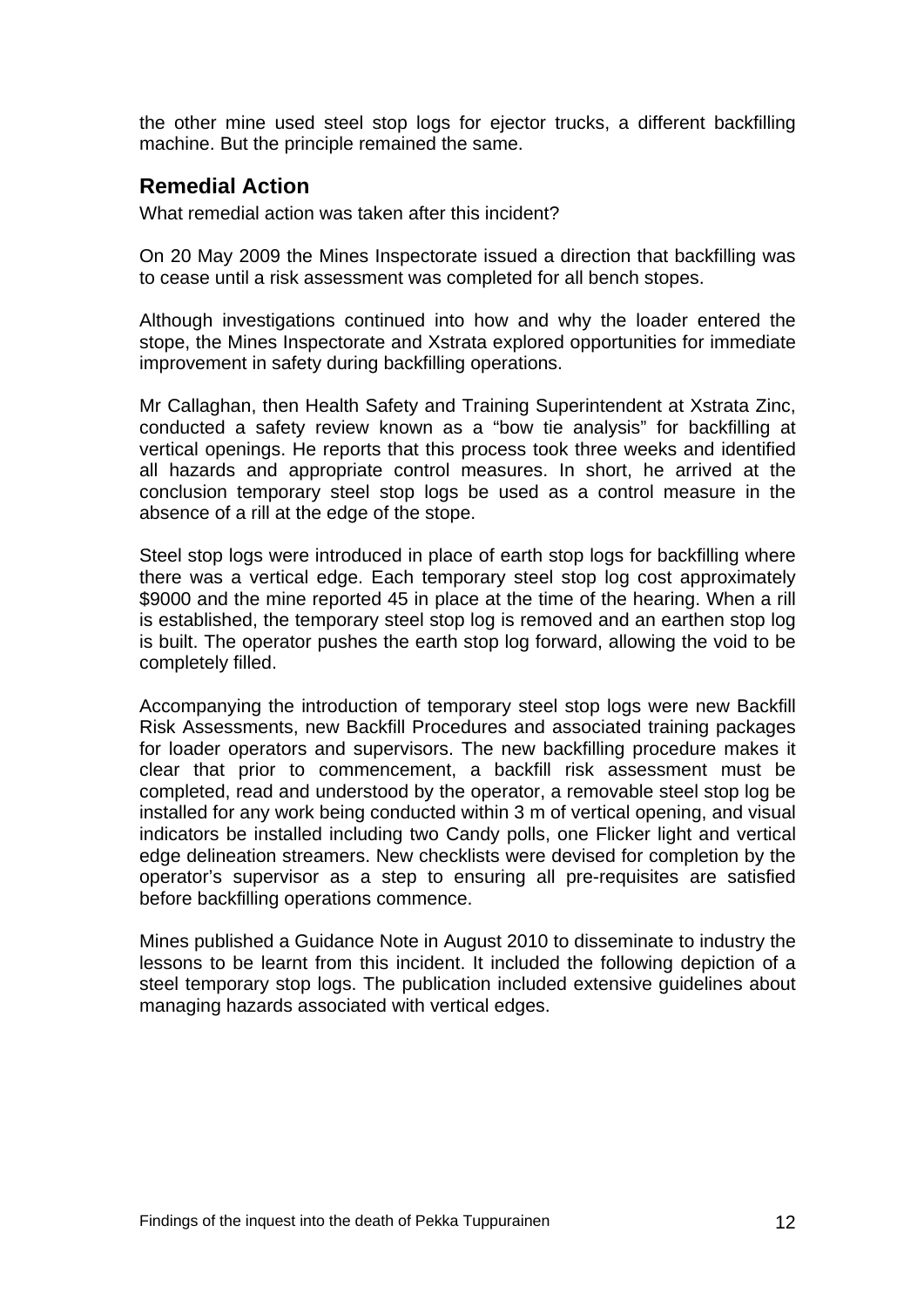the other mine used steel stop logs for ejector trucks, a different backfilling machine. But the principle remained the same.

## Remedial Action

What remedial action was taken after this incident?

On 20 May 2009 the Mines Inspectorate issued a direction that backfilling was to cease until a risk assessment was completed for all bench stopes.

Although investigations continued into how and why the loader entered the stope, the Mines Inspectorate and Xstrata explored opportunities for immediate improvement in safety during backfilling operations.

Mr Callaghan, then Health Safety and Training Superintendent at Xstrata Zinc, conducted a safety review known as a "bow tie analysis" for backfilling at vertical openings. He reports that this process took three weeks and identified all hazards and appropriate control measures. In short, he arrived at the conclusion temporary steel stop logs be used as a control measure in the absence of a rill at the edge of the stope.

Steel stop logs were introduced in place of earth stop logs for backfilling where there was a vertical edge. Each temporary steel stop log cost approximately $9000 and the mine reported 45 in place at the time of the hearing. When a rill is established, the temporary steel stop log is removed and an earthen stop log is built. The operator pushes the earth stop log forward, allowing the void to be completely filled.

Accompanying the introduction of temporary steel stop logs were new Backfill Risk Assessments, new Backfill Procedures and associated training packages for loader operators and supervisors. The new backfilling procedure makes it clear that prior to commencement, a backfill risk assessment must be completed, read and understood by the operator, a removable steel stop log be installed for any work being conducted within 3 m of vertical opening, and visual indicators be installed including two Candy polls, one Flicker light and vertical edge delineation streamers. New checklists were devised for completion by the operator's supervisor as a step to ensuring all pre-requisites are satisfied before backfilling operations commence.

Mines published a Guidance Note in August 2010 to disseminate to industry the lessons to be learnt from this incident. It included the following depiction of a steel temporary stop logs. The publication included extensive guidelines about managing hazards associated with vertical edges.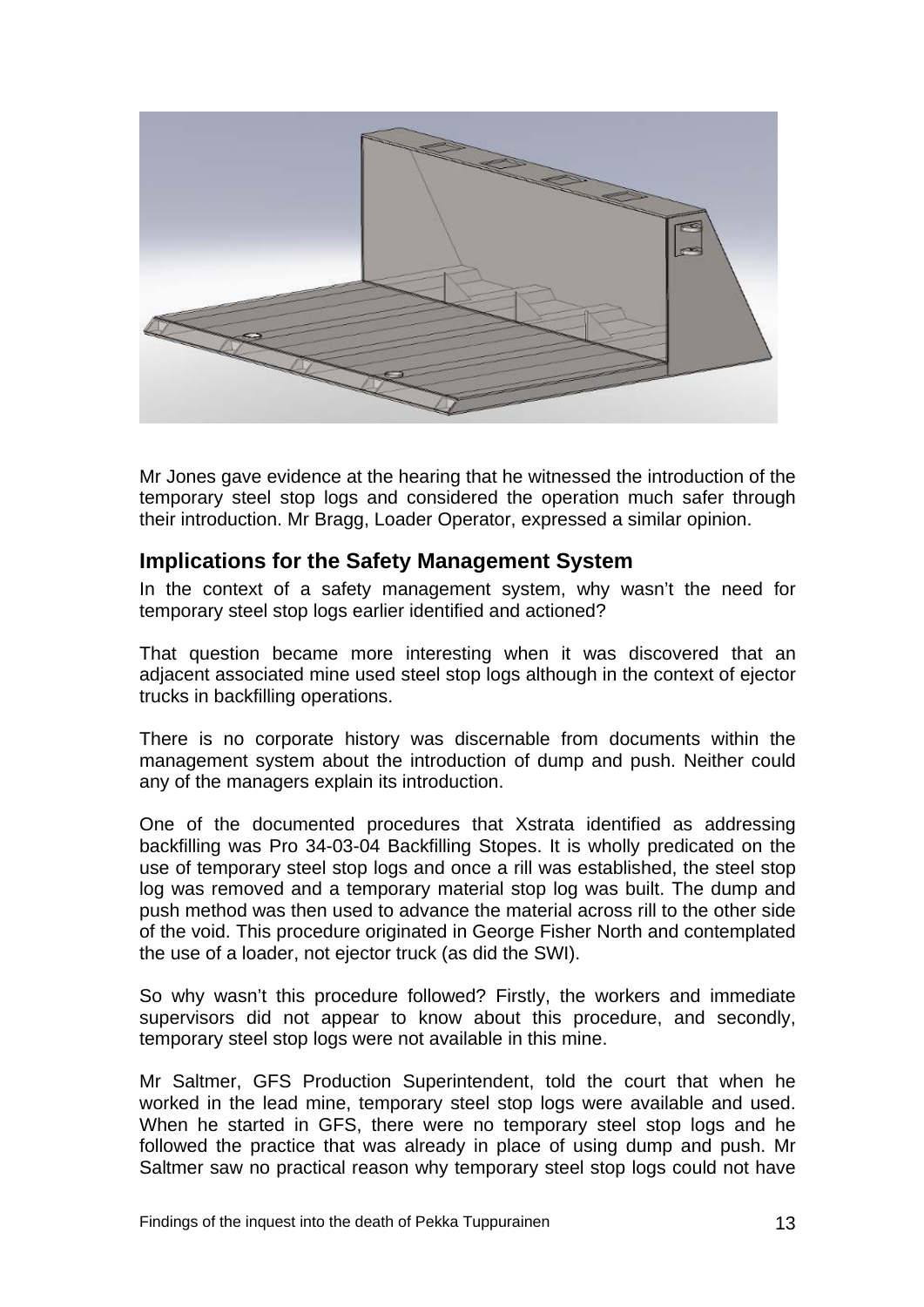Mr Jones gave evidence at the hearing that he witnessed the introduction of the temporary steel stop logs and considered the operation much safer through their introduction. Mr Bragg, Loader Operator, expressed a similar opinion.

## Implications for the Safety Management System

In the context of a safety management system, why wasn't the need for temporary steel stop logs earlier identified and actioned?

That question became more interesting when it was discovered that an adjacent associated mine used steel stop logs although in the context of ejector trucks in backfilling operations.

There is no corporate history was discernable from documents within the management system about the introduction of dump and push. Neither could any of the managers explain its introduction.

One of the documented procedures that Xstrata identified as addressing backfilling was Pro 34-03-04 Backfilling Stopes. It is wholly predicated on the use of temporary steel stop logs and once a rill was established, the steel stop log was removed and a temporary material stop log was built. The dump and push method was then used to advance the material across rill to the other side of the void. This procedure originated in George Fisher North and contemplated the use of a loader, not ejector truck (as did the SWI).

So why wasn't this procedure followed? Firstly, the workers and immediate supervisors did not appear to know about this procedure, and secondly, temporary steel stop logs were not available in this mine.

Mr Saltmer, GFS Production Superintendent, told the court that when he worked in the lead mine, temporary steel stop logs were available and used. When he started in GFS, there were no temporary steel stop logs and he followed the practice that was already in place of using dump and push. Mr Saltmer saw no practical reason why temporary steel stop logs could not have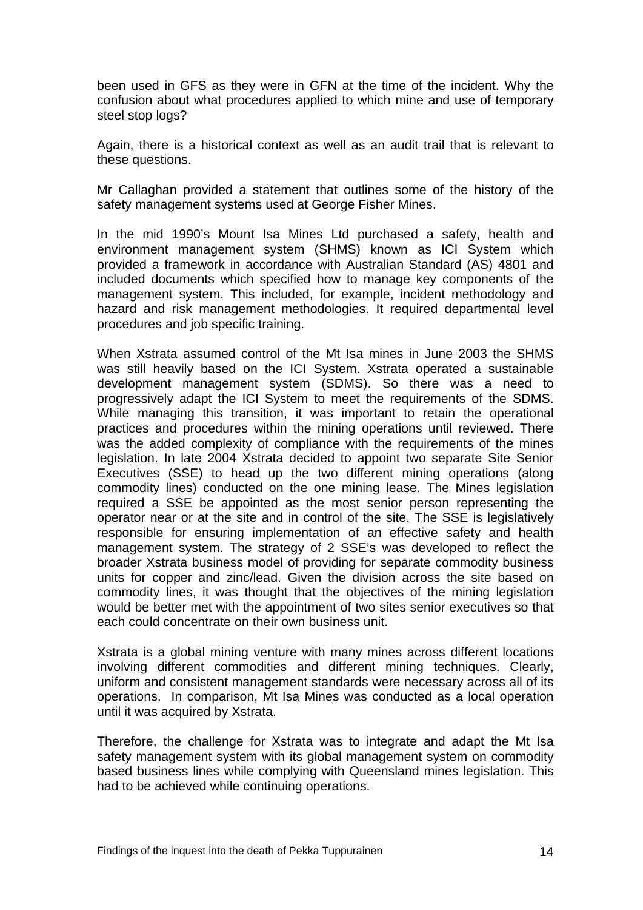been used in GFS as they were in GFN at the time of the incident. Why the confusion about what procedures applied to which mine and use of temporary steel stop logs?

Again, there is a historical context as well as an audit trail that is relevant to these questions.

Mr Callaghan provided a statement that outlines some of the history of the safety management systems used at George Fisher Mines.

In the mid 1990's Mount Isa Mines Ltd purchased a safety, health and environment management system (SHMS) known as ICI System which provided a framework in accordance with Australian Standard (AS) 4801 and included documents which specified how to manage key components of the management system. This included, for example, incident methodology and hazard and risk management methodologies. It required departmental level procedures and job specific training.

When Xstrata assumed control of the Mt Isa mines in June 2003 the SHMS was still heavily based on the ICI System. Xstrata operated a sustainable development management system (SDMS). So there was a need to progressively adapt the ICI System to meet the requirements of the SDMS. While managing this transition, it was important to retain the operational practices and procedures within the mining operations until reviewed. There was the added complexity of compliance with the requirements of the mines legislation. In late 2004 Xstrata decided to appoint two separate Site Senior Executives (SSE) to head up the two different mining operations (along commodity lines) conducted on the one mining lease. The Mines legislation required a SSE be appointed as the most senior person representing the operator near or at the site and in control of the site. The SSE is legislatively responsible for ensuring implementation of an effective safety and health management system. The strategy of 2 SSE's was developed to reflect the broader Xstrata business model of providing for separate commodity business units for copper and zinc/lead. Given the division across the site based on commodity lines, it was thought that the objectives of the mining legislation would be better met with the appointment of two sites senior executives so that each could concentrate on their own business unit.

Xstrata is a global mining venture with many mines across different locations involving different commodities and different mining techniques. Clearly, uniform and consistent management standards were necessary across all of its operations. In comparison, Mt Isa Mines was conducted as a local operation until it was acquired by Xstrata.

Therefore, the challenge for Xstrata was to integrate and adapt the Mt Isa safety management system with its global management system on commodity based business lines while complying with Queensland mines legislation. This had to be achieved while continuing operations.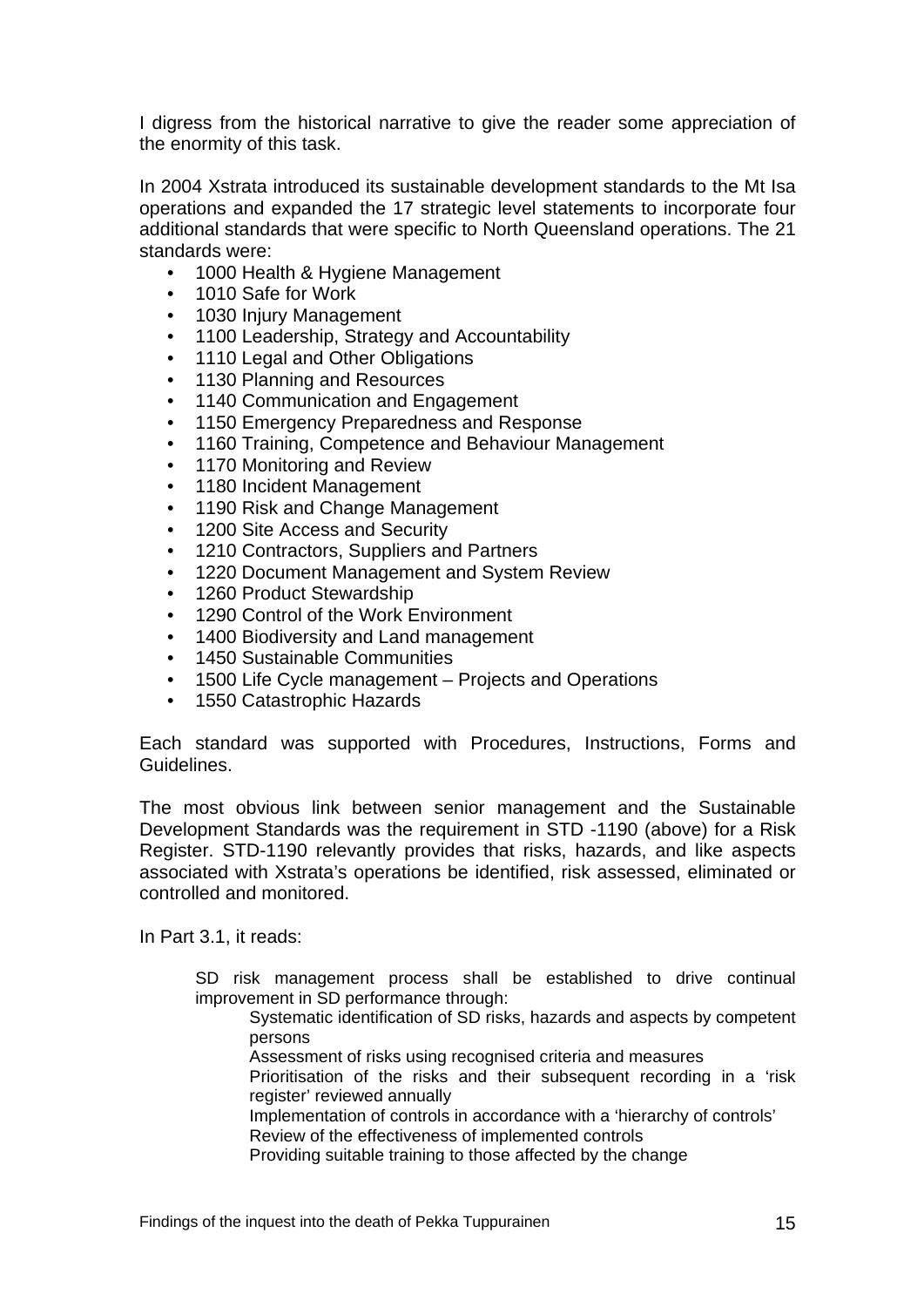I digress from the historical narrative to give the reader some appreciation of the enormity of this task.

In 2004 Xstrata introduced its sustainable development standards to the Mt Isa operations and expanded the 17 strategic level statements to incorporate four additional standards that were specific to North Queensland operations. The 21 standards were:

- 1000 Health & Hygiene Management
- 1010 Safe for Work
- 1030 Injury Management
- 1100 Leadership, Strategy and Accountability
- 1110 Legal and Other Obligations
- 1130 Planning and Resources
- 1140 Communication and Engagement
- 1150 Emergency Preparedness and Response
- 1160 Training, Competence and Behaviour Management
- 1170 Monitoring and Review
- 1180 Incident Management
- 1190 Risk and Change Management
- 1200 Site Access and Security
- 1210 Contractors, Suppliers and Partners
- 1220 Document Management and System Review
- 1260 Product Stewardship
- 1290 Control of the Work Environment
- 1400 Biodiversity and Land management
- 1450 Sustainable Communities
- 1500 Life Cycle management – Projects and Operations
- 1550 Catastrophic Hazards

Each standard was supported with Procedures, Instructions, Forms and Guidelines.

The most obvious link between senior management and the Sustainable Development Standards was the requirement in STD -1190 (above) for a Risk Register. STD-1190 relevantly provides that risks, hazards, and like aspects associated with Xstrata's operations be identified, risk assessed, eliminated or controlled and monitored.

In Part 3.1, it reads:

> SD risk management process shall be established to drive continual improvement in SD performance through:
>
> Systematic identification of SD risks, hazards and aspects by competent persons
>
> Assessment of risks using recognised criteria and measures
>
> Prioritisation of the risks and their subsequent recording in a 'risk register' reviewed annually
>
> Implementation of controls in accordance with a 'hierarchy of controls'
>
> Review of the effectiveness of implemented controls
>
> Providing suitable training to those affected by the change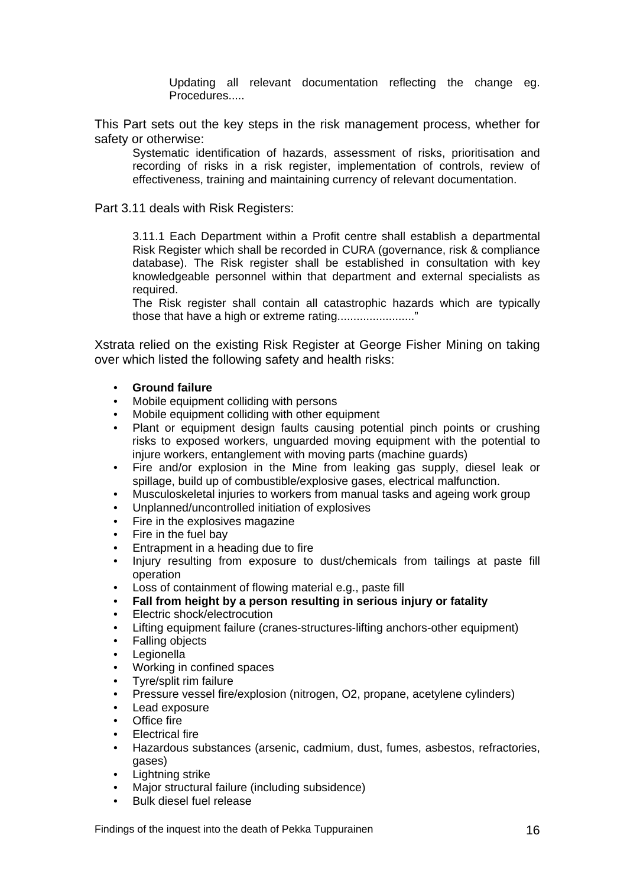Updating all relevant documentation reflecting the change eg. Procedures.....

This Part sets out the key steps in the risk management process, whether for safety or otherwise:

> Systematic identification of hazards, assessment of risks, prioritisation and recording of risks in a risk register, implementation of controls, review of effectiveness, training and maintaining currency of relevant documentation.

Part 3.11 deals with Risk Registers:

> 3.11.1 Each Department within a Profit centre shall establish a departmental Risk Register which shall be recorded in CURA (governance, risk & compliance database). The Risk register shall be established in consultation with key knowledgeable personnel within that department and external specialists as required.
>
> The Risk register shall contain all catastrophic hazards which are typically those that have a high or extreme rating........................"

Xstrata relied on the existing Risk Register at George Fisher Mining on taking over which listed the following safety and health risks:

- **Ground failure**
- Mobile equipment colliding with persons
- Mobile equipment colliding with other equipment
- Plant or equipment design faults causing potential pinch points or crushing risks to exposed workers, unguarded moving equipment with the potential to injure workers, entanglement with moving parts (machine guards)
- Fire and/or explosion in the Mine from leaking gas supply, diesel leak or spillage, build up of combustible/explosive gases, electrical malfunction.
- Musculoskeletal injuries to workers from manual tasks and ageing work group
- Unplanned/uncontrolled initiation of explosives
- Fire in the explosives magazine
- Fire in the fuel bay
- Entrapment in a heading due to fire
- Injury resulting from exposure to dust/chemicals from tailings at paste fill operation
- Loss of containment of flowing material e.g., paste fill
- **Fall from height by a person resulting in serious injury or fatality**
- Electric shock/electrocution
- Lifting equipment failure (cranes-structures-lifting anchors-other equipment)
- Falling objects
- Legionella
- Working in confined spaces
- Tyre/split rim failure
- Pressure vessel fire/explosion (nitrogen, O2, propane, acetylene cylinders)
- Lead exposure
- Office fire
- Electrical fire
- Hazardous substances (arsenic, cadmium, dust, fumes, asbestos, refractories, gases)
- Lightning strike
- Major structural failure (including subsidence)
- Bulk diesel fuel release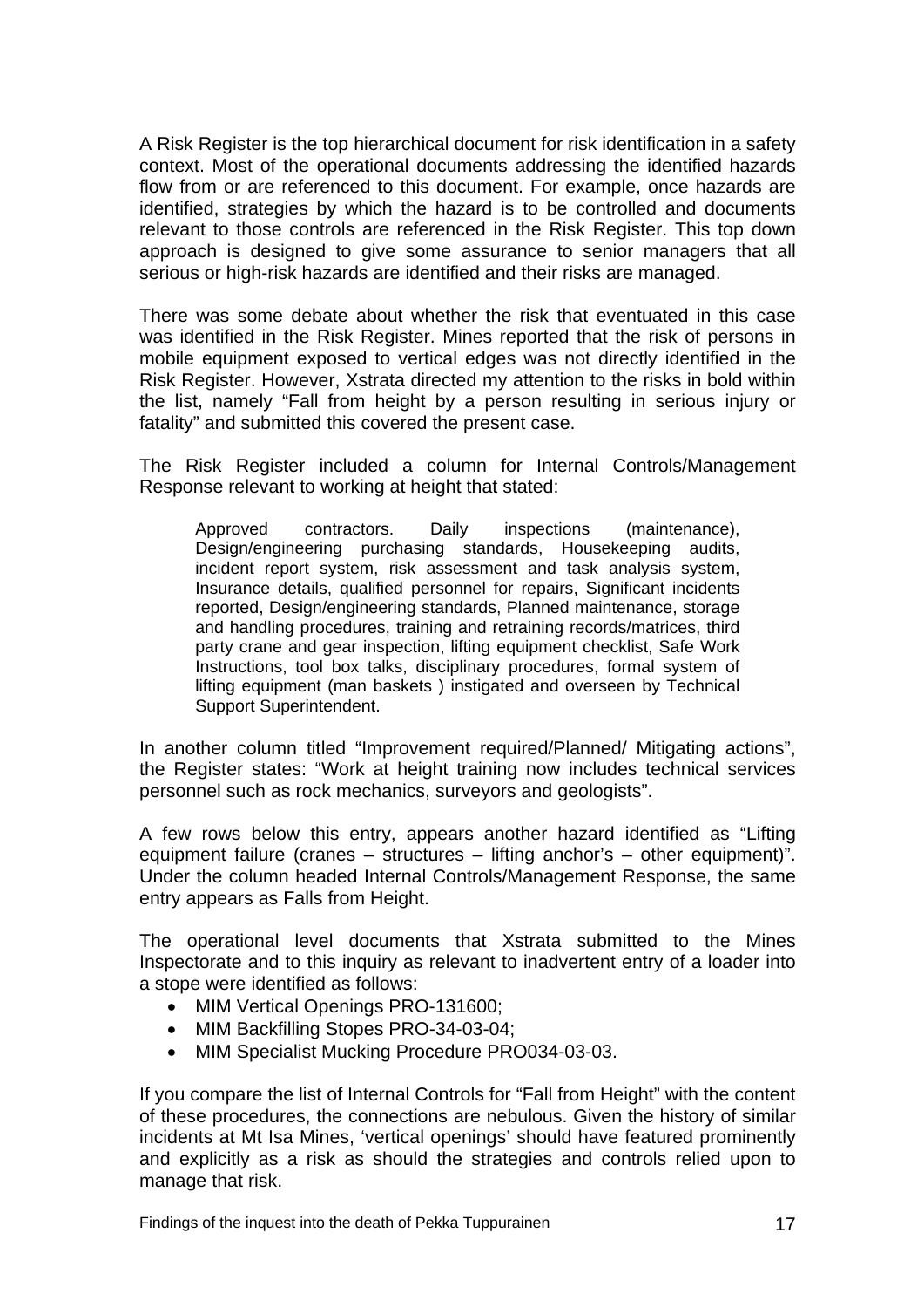A Risk Register is the top hierarchical document for risk identification in a safety context. Most of the operational documents addressing the identified hazards flow from or are referenced to this document. For example, once hazards are identified, strategies by which the hazard is to be controlled and documents relevant to those controls are referenced in the Risk Register. This top down approach is designed to give some assurance to senior managers that all serious or high-risk hazards are identified and their risks are managed.

There was some debate about whether the risk that eventuated in this case was identified in the Risk Register. Mines reported that the risk of persons in mobile equipment exposed to vertical edges was not directly identified in the Risk Register. However, Xstrata directed my attention to the risks in bold within the list, namely "Fall from height by a person resulting in serious injury or fatality" and submitted this covered the present case.

The Risk Register included a column for Internal Controls/Management Response relevant to working at height that stated:

> Approved contractors. Daily inspections (maintenance), Design/engineering purchasing standards, Housekeeping audits, incident report system, risk assessment and task analysis system, Insurance details, qualified personnel for repairs, Significant incidents reported, Design/engineering standards, Planned maintenance, storage and handling procedures, training and retraining records/matrices, third party crane and gear inspection, lifting equipment checklist, Safe Work Instructions, tool box talks, disciplinary procedures, formal system of lifting equipment (man baskets ) instigated and overseen by Technical Support Superintendent.

In another column titled "Improvement required/Planned/ Mitigating actions", the Register states: "Work at height training now includes technical services personnel such as rock mechanics, surveyors and geologists".

A few rows below this entry, appears another hazard identified as "Lifting equipment failure (cranes – structures – lifting anchor's – other equipment)". Under the column headed Internal Controls/Management Response, the same entry appears as Falls from Height.

The operational level documents that Xstrata submitted to the Mines Inspectorate and to this inquiry as relevant to inadvertent entry of a loader into a stope were identified as follows:

- MIM Vertical Openings PRO-131600;
- MIM Backfilling Stopes PRO-34-03-04;
- MIM Specialist Mucking Procedure PRO034-03-03.

If you compare the list of Internal Controls for "Fall from Height" with the content of these procedures, the connections are nebulous. Given the history of similar incidents at Mt Isa Mines, 'vertical openings' should have featured prominently and explicitly as a risk as should the strategies and controls relied upon to manage that risk.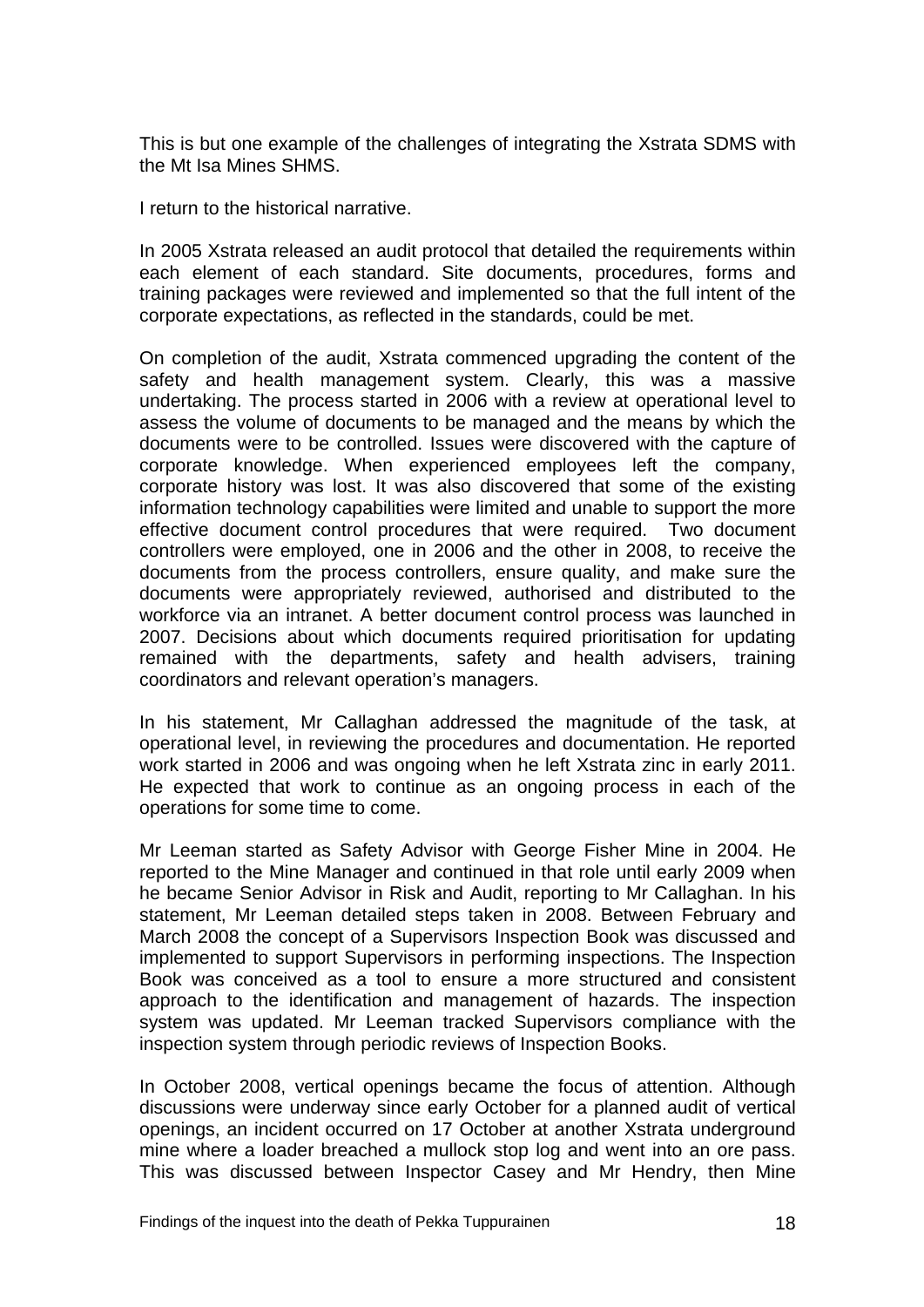This is but one example of the challenges of integrating the Xstrata SDMS with the Mt Isa Mines SHMS.

I return to the historical narrative.

In 2005 Xstrata released an audit protocol that detailed the requirements within each element of each standard. Site documents, procedures, forms and training packages were reviewed and implemented so that the full intent of the corporate expectations, as reflected in the standards, could be met.

On completion of the audit, Xstrata commenced upgrading the content of the safety and health management system. Clearly, this was a massive undertaking. The process started in 2006 with a review at operational level to assess the volume of documents to be managed and the means by which the documents were to be controlled. Issues were discovered with the capture of corporate knowledge. When experienced employees left the company, corporate history was lost. It was also discovered that some of the existing information technology capabilities were limited and unable to support the more effective document control procedures that were required. Two document controllers were employed, one in 2006 and the other in 2008, to receive the documents from the process controllers, ensure quality, and make sure the documents were appropriately reviewed, authorised and distributed to the workforce via an intranet. A better document control process was launched in 2007. Decisions about which documents required prioritisation for updating remained with the departments, safety and health advisers, training coordinators and relevant operation's managers.

In his statement, Mr Callaghan addressed the magnitude of the task, at operational level, in reviewing the procedures and documentation. He reported work started in 2006 and was ongoing when he left Xstrata zinc in early 2011. He expected that work to continue as an ongoing process in each of the operations for some time to come.

Mr Leeman started as Safety Advisor with George Fisher Mine in 2004. He reported to the Mine Manager and continued in that role until early 2009 when he became Senior Advisor in Risk and Audit, reporting to Mr Callaghan. In his statement, Mr Leeman detailed steps taken in 2008. Between February and March 2008 the concept of a Supervisors Inspection Book was discussed and implemented to support Supervisors in performing inspections. The Inspection Book was conceived as a tool to ensure a more structured and consistent approach to the identification and management of hazards. The inspection system was updated. Mr Leeman tracked Supervisors compliance with the inspection system through periodic reviews of Inspection Books.

In October 2008, vertical openings became the focus of attention. Although discussions were underway since early October for a planned audit of vertical openings, an incident occurred on 17 October at another Xstrata underground mine where a loader breached a mullock stop log and went into an ore pass. This was discussed between Inspector Casey and Mr Hendry, then Mine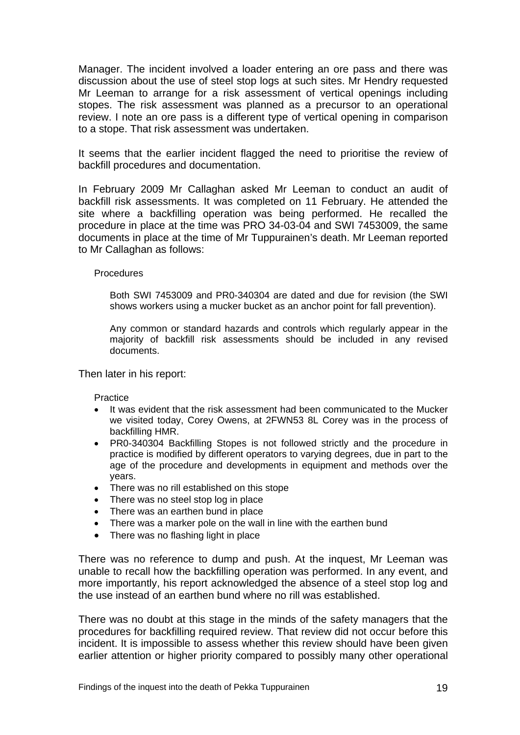Manager. The incident involved a loader entering an ore pass and there was discussion about the use of steel stop logs at such sites. Mr Hendry requested Mr Leeman to arrange for a risk assessment of vertical openings including stopes. The risk assessment was planned as a precursor to an operational review. I note an ore pass is a different type of vertical opening in comparison to a stope. That risk assessment was undertaken.

It seems that the earlier incident flagged the need to prioritise the review of backfill procedures and documentation.

In February 2009 Mr Callaghan asked Mr Leeman to conduct an audit of backfill risk assessments. It was completed on 11 February. He attended the site where a backfilling operation was being performed. He recalled the procedure in place at the time was PRO 34-03-04 and SWI 7453009, the same documents in place at the time of Mr Tuppurainen's death. Mr Leeman reported to Mr Callaghan as follows:

> Procedures
>
> > Both SWI 7453009 and PR0-340304 are dated and due for revision (the SWI shows workers using a mucker bucket as an anchor point for fall prevention).
> >
> > Any common or standard hazards and controls which regularly appear in the majority of backfill risk assessments should be included in any revised documents.

Then later in his report:

> Practice
>
> - It was evident that the risk assessment had been communicated to the Mucker we visited today, Corey Owens, at 2FWN53 8L Corey was in the process of backfilling HMR.
> - PR0-340304 Backfilling Stopes is not followed strictly and the procedure in practice is modified by different operators to varying degrees, due in part to the age of the procedure and developments in equipment and methods over the years.
> - There was no rill established on this stope
> - There was no steel stop log in place
> - There was an earthen bund in place
> - There was a marker pole on the wall in line with the earthen bund
> - There was no flashing light in place

There was no reference to dump and push. At the inquest, Mr Leeman was unable to recall how the backfilling operation was performed. In any event, and more importantly, his report acknowledged the absence of a steel stop log and the use instead of an earthen bund where no rill was established.

There was no doubt at this stage in the minds of the safety managers that the procedures for backfilling required review. That review did not occur before this incident. It is impossible to assess whether this review should have been given earlier attention or higher priority compared to possibly many other operational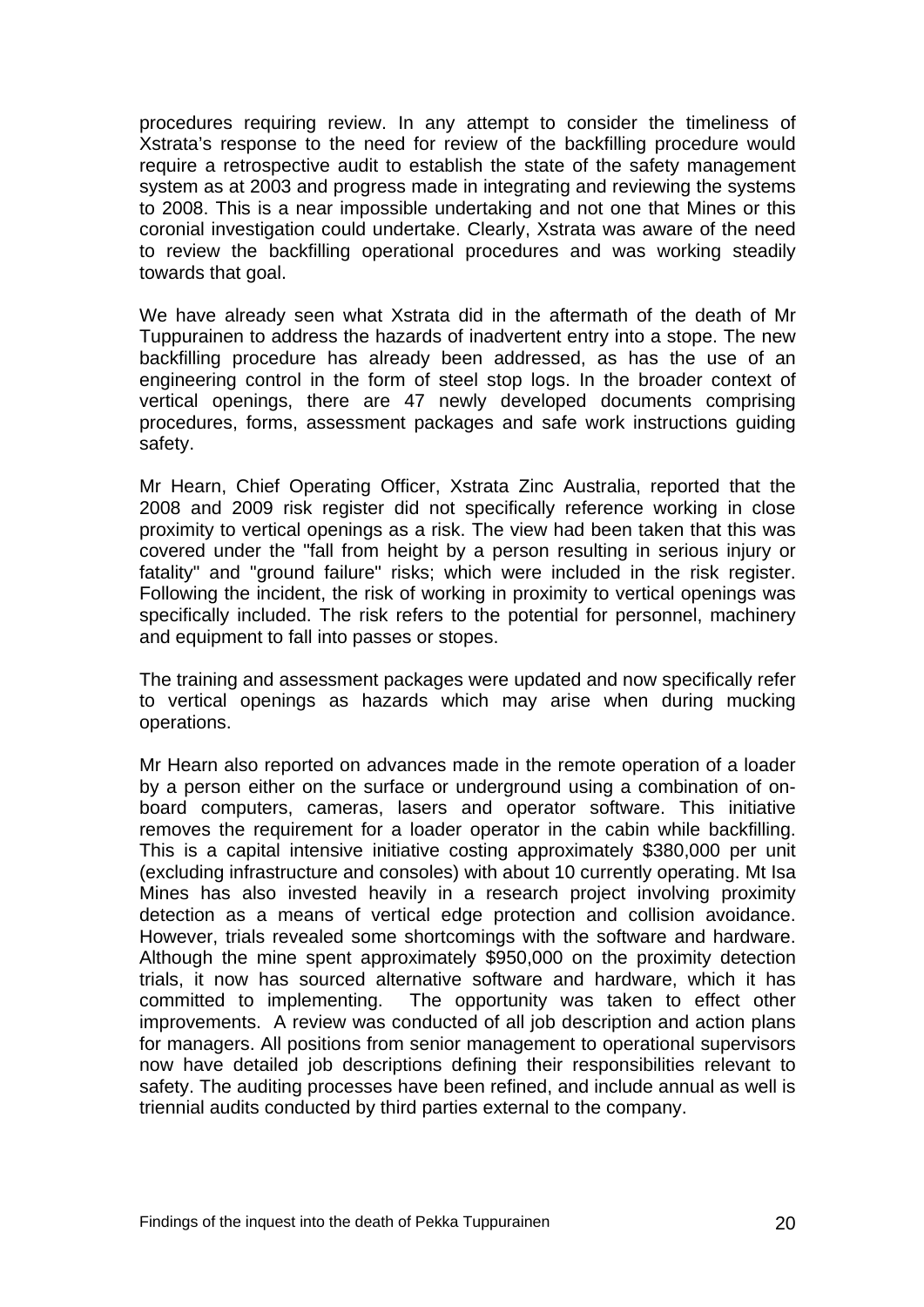procedures requiring review. In any attempt to consider the timeliness of Xstrata's response to the need for review of the backfilling procedure would require a retrospective audit to establish the state of the safety management system as at 2003 and progress made in integrating and reviewing the systems to 2008. This is a near impossible undertaking and not one that Mines or this coronial investigation could undertake. Clearly, Xstrata was aware of the need to review the backfilling operational procedures and was working steadily towards that goal.

We have already seen what Xstrata did in the aftermath of the death of Mr Tuppurainen to address the hazards of inadvertent entry into a stope. The new backfilling procedure has already been addressed, as has the use of an engineering control in the form of steel stop logs. In the broader context of vertical openings, there are 47 newly developed documents comprising procedures, forms, assessment packages and safe work instructions guiding safety.

Mr Hearn, Chief Operating Officer, Xstrata Zinc Australia, reported that the 2008 and 2009 risk register did not specifically reference working in close proximity to vertical openings as a risk. The view had been taken that this was covered under the "fall from height by a person resulting in serious injury or fatality" and "ground failure" risks; which were included in the risk register. Following the incident, the risk of working in proximity to vertical openings was specifically included. The risk refers to the potential for personnel, machinery and equipment to fall into passes or stopes.

The training and assessment packages were updated and now specifically refer to vertical openings as hazards which may arise when during mucking operations.

Mr Hearn also reported on advances made in the remote operation of a loader by a person either on the surface or underground using a combination of on-board computers, cameras, lasers and operator software. This initiative removes the requirement for a loader operator in the cabin while backfilling. This is a capital intensive initiative costing approximately $380,000 per unit (excluding infrastructure and consoles) with about 10 currently operating. Mt Isa Mines has also invested heavily in a research project involving proximity detection as a means of vertical edge protection and collision avoidance. However, trials revealed some shortcomings with the software and hardware. Although the mine spent approximately $950,000 on the proximity detection trials, it now has sourced alternative software and hardware, which it has committed to implementing. The opportunity was taken to effect other improvements. A review was conducted of all job description and action plans for managers. All positions from senior management to operational supervisors now have detailed job descriptions defining their responsibilities relevant to safety. The auditing processes have been refined, and include annual as well is triennial audits conducted by third parties external to the company.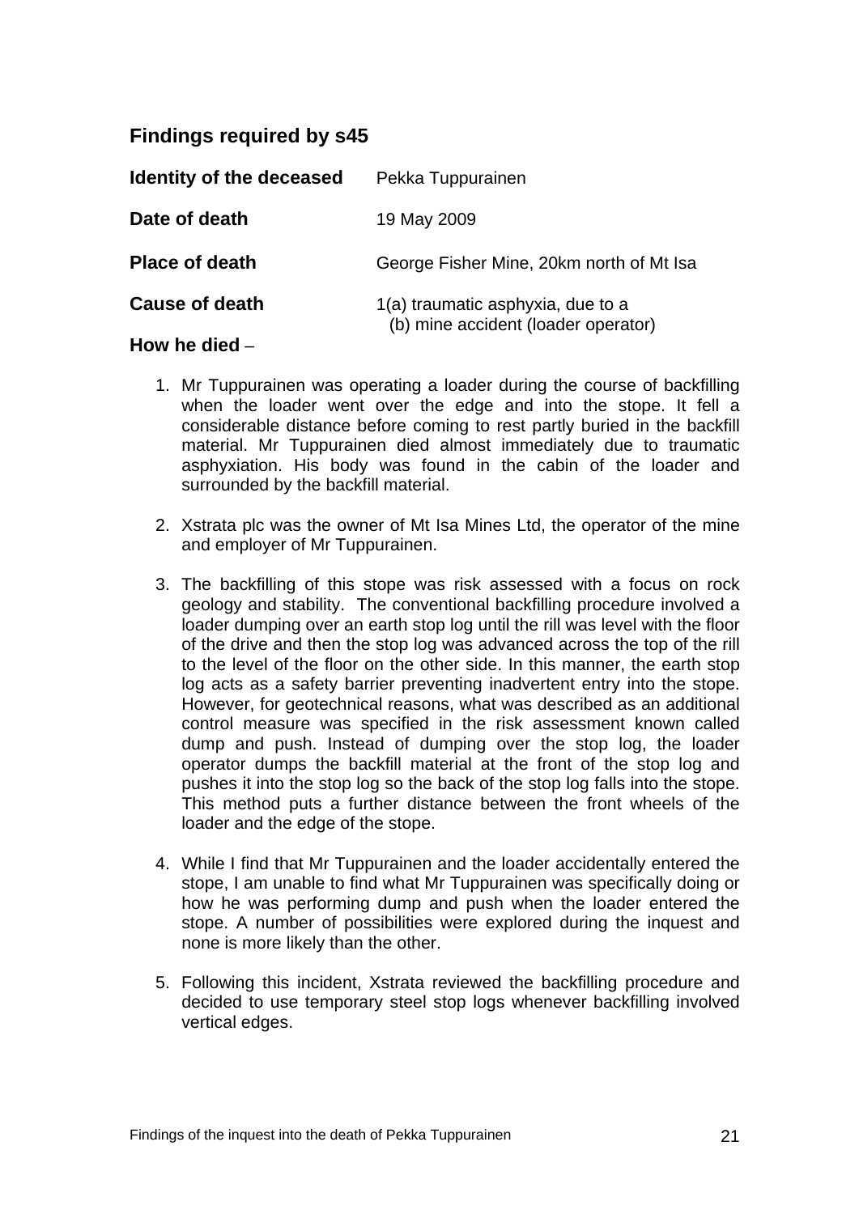## Findings required by s45

**Identity of the deceased** Pekka Tuppurainen

**Date of death** 19 May 2009

**Place of death** George Fisher Mine, 20km north of Mt Isa

**Cause of death** 1(a) traumatic asphyxia, due to a
(b) mine accident (loader operator)

**How he died** –

1. Mr Tuppurainen was operating a loader during the course of backfilling when the loader went over the edge and into the stope. It fell a considerable distance before coming to rest partly buried in the backfill material. Mr Tuppurainen died almost immediately due to traumatic asphyxiation. His body was found in the cabin of the loader and surrounded by the backfill material.

2. Xstrata plc was the owner of Mt Isa Mines Ltd, the operator of the mine and employer of Mr Tuppurainen.

3. The backfilling of this stope was risk assessed with a focus on rock geology and stability. The conventional backfilling procedure involved a loader dumping over an earth stop log until the rill was level with the floor of the drive and then the stop log was advanced across the top of the rill to the level of the floor on the other side. In this manner, the earth stop log acts as a safety barrier preventing inadvertent entry into the stope. However, for geotechnical reasons, what was described as an additional control measure was specified in the risk assessment known called dump and push. Instead of dumping over the stop log, the loader operator dumps the backfill material at the front of the stop log and pushes it into the stop log so the back of the stop log falls into the stope. This method puts a further distance between the front wheels of the loader and the edge of the stope.

4. While I find that Mr Tuppurainen and the loader accidentally entered the stope, I am unable to find what Mr Tuppurainen was specifically doing or how he was performing dump and push when the loader entered the stope. A number of possibilities were explored during the inquest and none is more likely than the other.

5. Following this incident, Xstrata reviewed the backfilling procedure and decided to use temporary steel stop logs whenever backfilling involved vertical edges.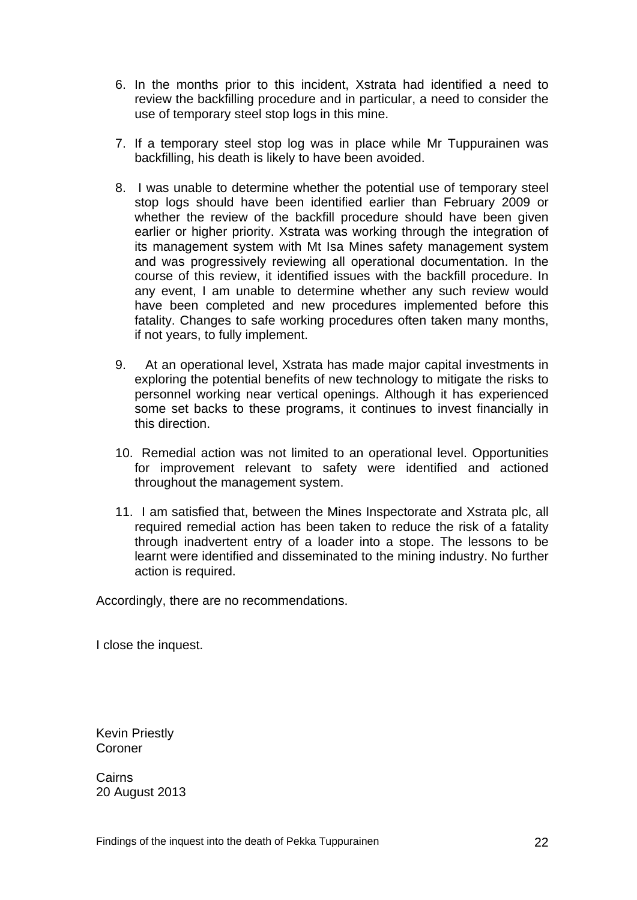6. In the months prior to this incident, Xstrata had identified a need to review the backfilling procedure and in particular, a need to consider the use of temporary steel stop logs in this mine.

7. If a temporary steel stop log was in place while Mr Tuppurainen was backfilling, his death is likely to have been avoided.

8. I was unable to determine whether the potential use of temporary steel stop logs should have been identified earlier than February 2009 or whether the review of the backfill procedure should have been given earlier or higher priority. Xstrata was working through the integration of its management system with Mt Isa Mines safety management system and was progressively reviewing all operational documentation. In the course of this review, it identified issues with the backfill procedure. In any event, I am unable to determine whether any such review would have been completed and new procedures implemented before this fatality. Changes to safe working procedures often taken many months, if not years, to fully implement.

9. At an operational level, Xstrata has made major capital investments in exploring the potential benefits of new technology to mitigate the risks to personnel working near vertical openings. Although it has experienced some set backs to these programs, it continues to invest financially in this direction.

10. Remedial action was not limited to an operational level. Opportunities for improvement relevant to safety were identified and actioned throughout the management system.

11. I am satisfied that, between the Mines Inspectorate and Xstrata plc, all required remedial action has been taken to reduce the risk of a fatality through inadvertent entry of a loader into a stope. The lessons to be learnt were identified and disseminated to the mining industry. No further action is required.

Accordingly, there are no recommendations.

I close the inquest.

Kevin Priestly
Coroner

Cairns
20 August 2013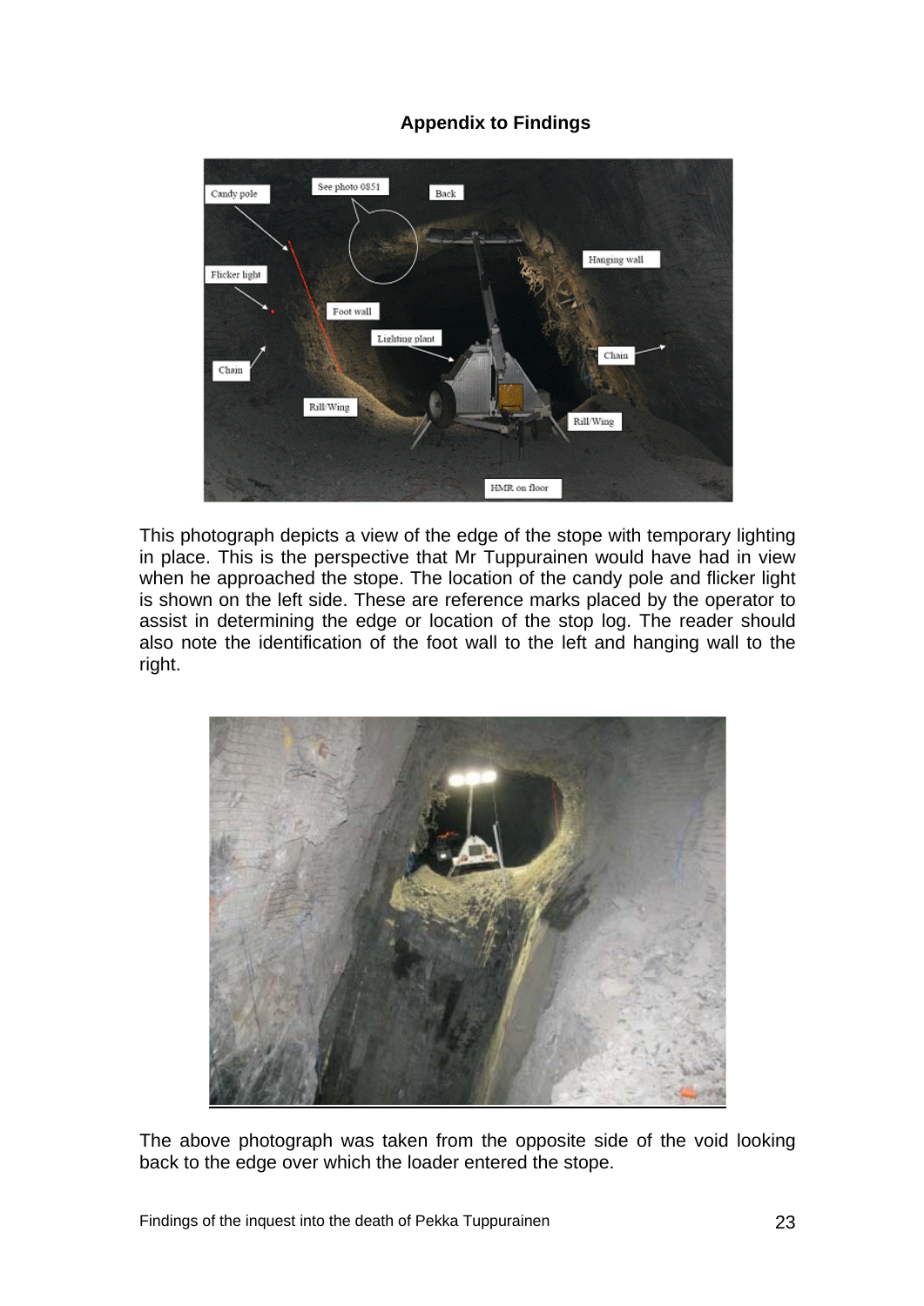**Appendix to Findings**

This photograph depicts a view of the edge of the stope with temporary lighting in place. This is the perspective that Mr Tuppurainen would have had in view when he approached the stope. The location of the candy pole and flicker light is shown on the left side. These are reference marks placed by the operator to assist in determining the edge or location of the stop log. The reader should also note the identification of the foot wall to the left and hanging wall to the right.

The above photograph was taken from the opposite side of the void looking back to the edge over which the loader entered the stope.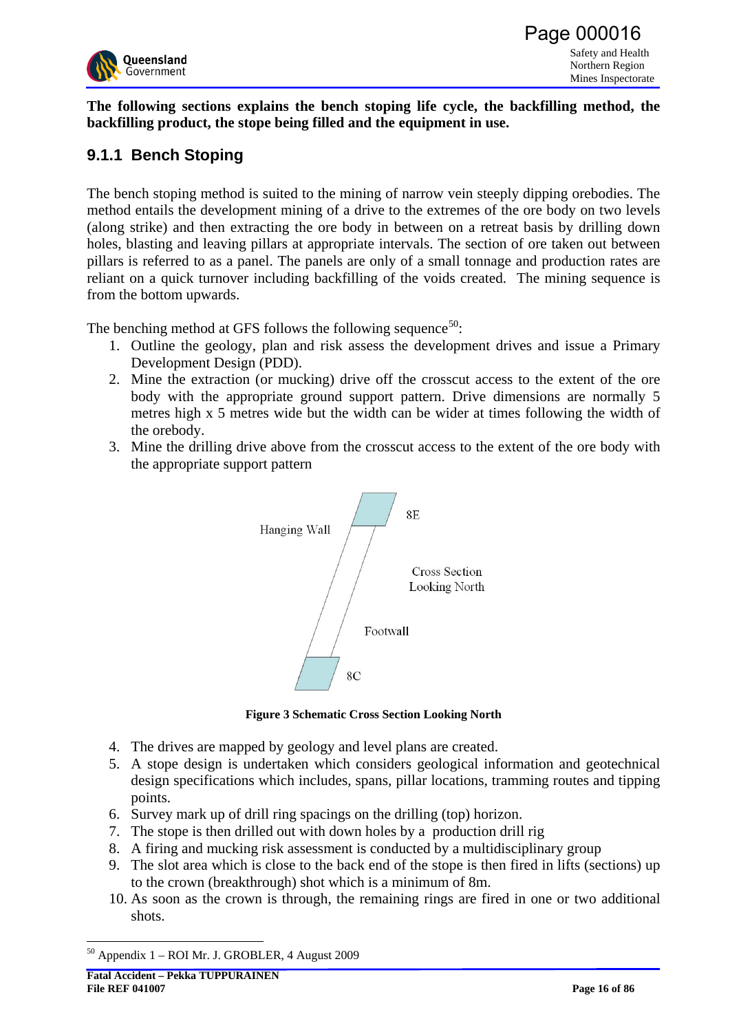**The following sections explains the bench stoping life cycle, the backfilling method, the backfilling product, the stope being filled and the equipment in use.**

### 9.1.1 Bench Stoping

The bench stoping method is suited to the mining of narrow vein steeply dipping orebodies. The method entails the development mining of a drive to the extremes of the ore body on two levels (along strike) and then extracting the ore body in between on a retreat basis by drilling down holes, blasting and leaving pillars at appropriate intervals. The section of ore taken out between pillars is referred to as a panel. The panels are only of a small tonnage and production rates are reliant on a quick turnover including backfilling of the voids created. The mining sequence is from the bottom upwards.

The benching method at GFS follows the following sequence[50]:

1. Outline the geology, plan and risk assess the development drives and issue a Primary Development Design (PDD).
2. Mine the extraction (or mucking) drive off the crosscut access to the extent of the ore body with the appropriate ground support pattern. Drive dimensions are normally 5 metres high x 5 metres wide but the width can be wider at times following the width of the orebody.
3. Mine the drilling drive above from the crosscut access to the extent of the ore body with the appropriate support pattern

Hanging Wall

8E

Cross Section Looking North

Footwall

8C

**Figure 3 Schematic Cross Section Looking North**

4. The drives are mapped by geology and level plans are created.
5. A stope design is undertaken which considers geological information and geotechnical design specifications which includes, spans, pillar locations, tramming routes and tipping points.
6. Survey mark up of drill ring spacings on the drilling (top) horizon.
7. The stope is then drilled out with down holes by a production drill rig
8. A firing and mucking risk assessment is conducted by a multidisciplinary group
9. The slot area which is close to the back end of the stope is then fired in lifts (sections) up to the crown (breakthrough) shot which is a minimum of 8m.
10. As soon as the crown is through, the remaining rings are fired in one or two additional shots.

[50] Appendix 1 – ROI Mr. J. GROBLER, 4 August 2009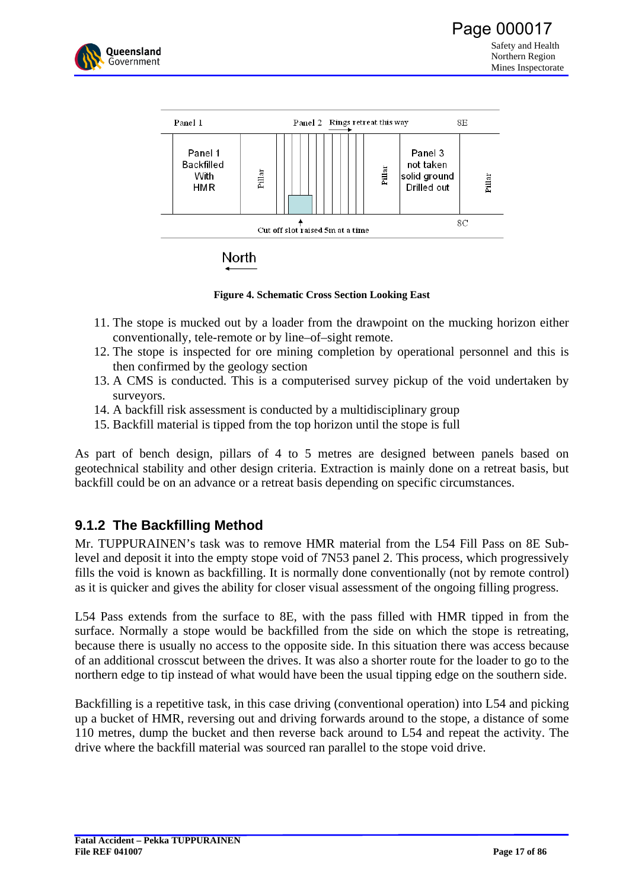Figure 4. Schematic Cross Section Looking East

11. The stope is mucked out by a loader from the drawpoint on the mucking horizon either conventionally, tele-remote or by line–of–sight remote.
12. The stope is inspected for ore mining completion by operational personnel and this is then confirmed by the geology section
13. A CMS is conducted. This is a computerised survey pickup of the void undertaken by surveyors.
14. A backfill risk assessment is conducted by a multidisciplinary group
15. Backfill material is tipped from the top horizon until the stope is full

As part of bench design, pillars of 4 to 5 metres are designed between panels based on geotechnical stability and other design criteria. Extraction is mainly done on a retreat basis, but backfill could be on an advance or a retreat basis depending on specific circumstances.

### 9.1.2 The Backfilling Method

Mr. TUPPURAINEN's task was to remove HMR material from the L54 Fill Pass on 8E Sub-level and deposit it into the empty stope void of 7N53 panel 2. This process, which progressively fills the void is known as backfilling. It is normally done conventionally (not by remote control) as it is quicker and gives the ability for closer visual assessment of the ongoing filling progress.

L54 Pass extends from the surface to 8E, with the pass filled with HMR tipped in from the surface. Normally a stope would be backfilled from the side on which the stope is retreating, because there is usually no access to the opposite side. In this situation there was access because of an additional crosscut between the drives. It was also a shorter route for the loader to go to the northern edge to tip instead of what would have been the usual tipping edge on the southern side.

Backfilling is a repetitive task, in this case driving (conventional operation) into L54 and picking up a bucket of HMR, reversing out and driving forwards around to the stope, a distance of some 110 metres, dump the bucket and then reverse back around to L54 and repeat the activity. The drive where the backfill material was sourced ran parallel to the stope void drive.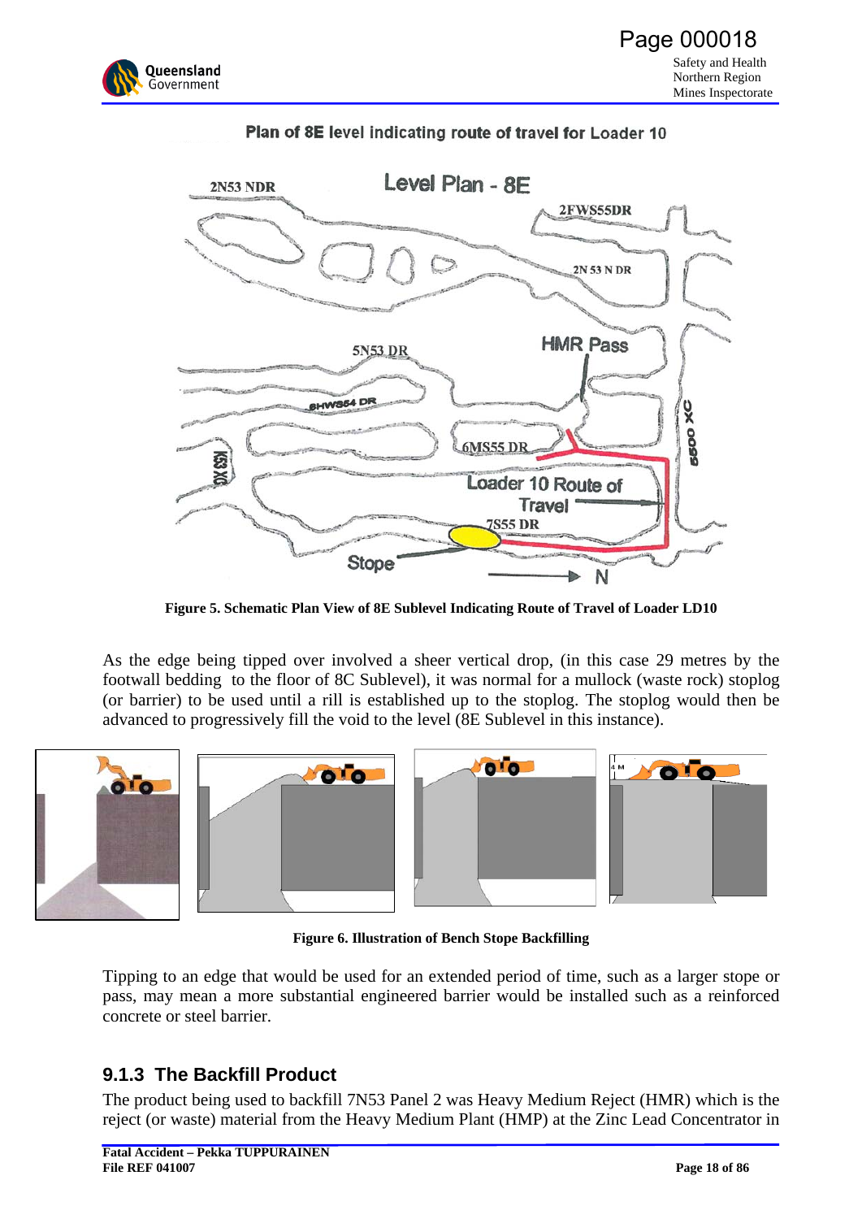Plan of 8E level indicating route of travel for Loader 10

Figure 5. Schematic Plan View of 8E Sublevel Indicating Route of Travel of Loader LD10

As the edge being tipped over involved a sheer vertical drop, (in this case 29 metres by the footwall bedding to the floor of 8C Sublevel), it was normal for a mullock (waste rock) stoplog (or barrier) to be used until a rill is established up to the stoplog. The stoplog would then be advanced to progressively fill the void to the level (8E Sublevel in this instance).

Figure 6. Illustration of Bench Stope Backfilling

Tipping to an edge that would be used for an extended period of time, such as a larger stope or pass, may mean a more substantial engineered barrier would be installed such as a reinforced concrete or steel barrier.

### 9.1.3 The Backfill Product

The product being used to backfill 7N53 Panel 2 was Heavy Medium Reject (HMR) which is the reject (or waste) material from the Heavy Medium Plant (HMP) at the Zinc Lead Concentrator in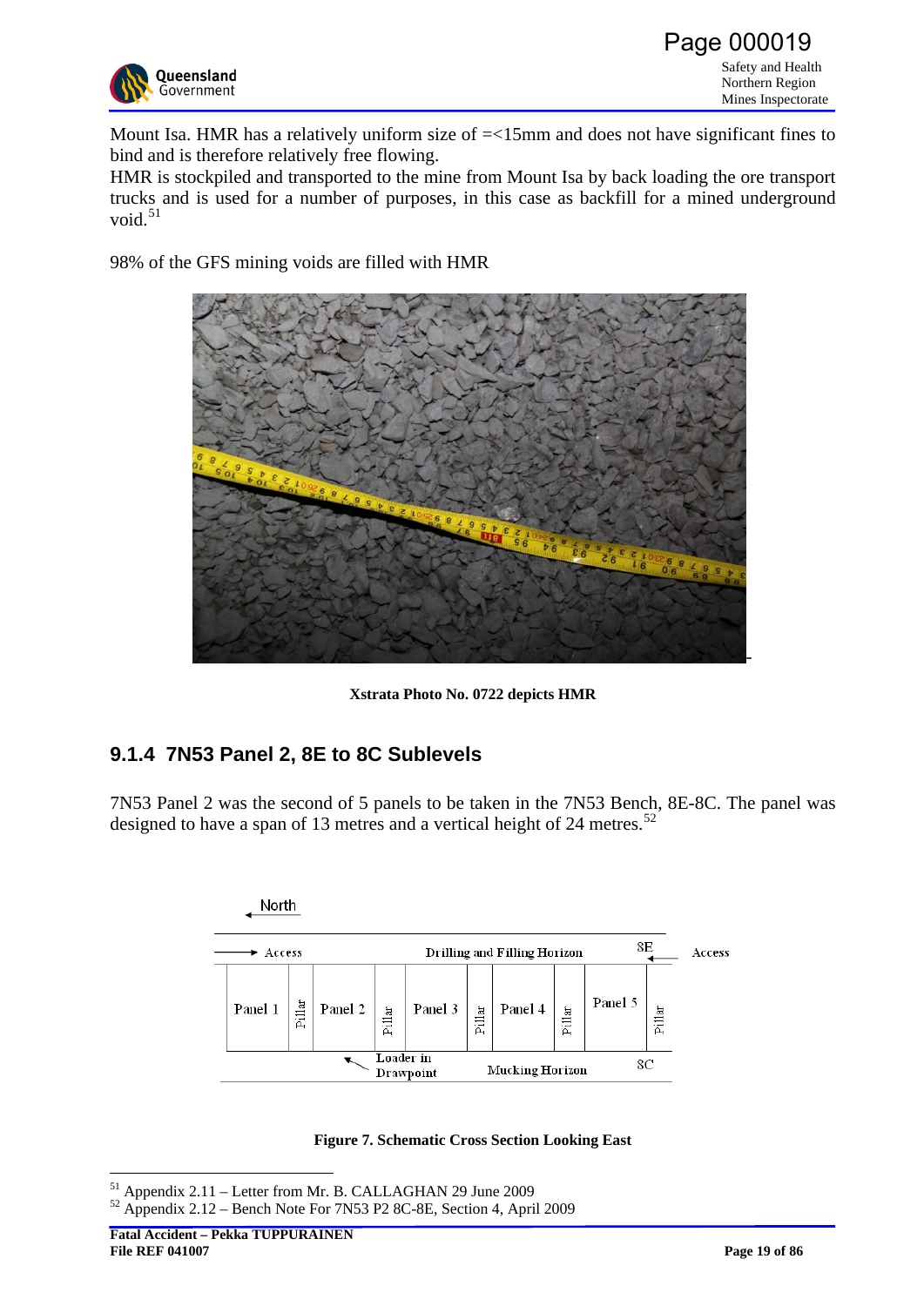Mount Isa. HMR has a relatively uniform size of =<15mm and does not have significant fines to bind and is therefore relatively free flowing.
HMR is stockpiled and transported to the mine from Mount Isa by back loading the ore transport trucks and is used for a number of purposes, in this case as backfill for a mined underground void.[51]

98% of the GFS mining voids are filled with HMR

**Xstrata Photo No. 0722 depicts HMR**

### 9.1.4 7N53 Panel 2, 8E to 8C Sublevels

7N53 Panel 2 was the second of 5 panels to be taken in the 7N53 Bench, 8E-8C. The panel was designed to have a span of 13 metres and a vertical height of 24 metres.[52]

**Figure 7. Schematic Cross Section Looking East**

---

[51] Appendix 2.11 – Letter from Mr. B. CALLAGHAN 29 June 2009
[52] Appendix 2.12 – Bench Note For 7N53 P2 8C-8E, Section 4, April 2009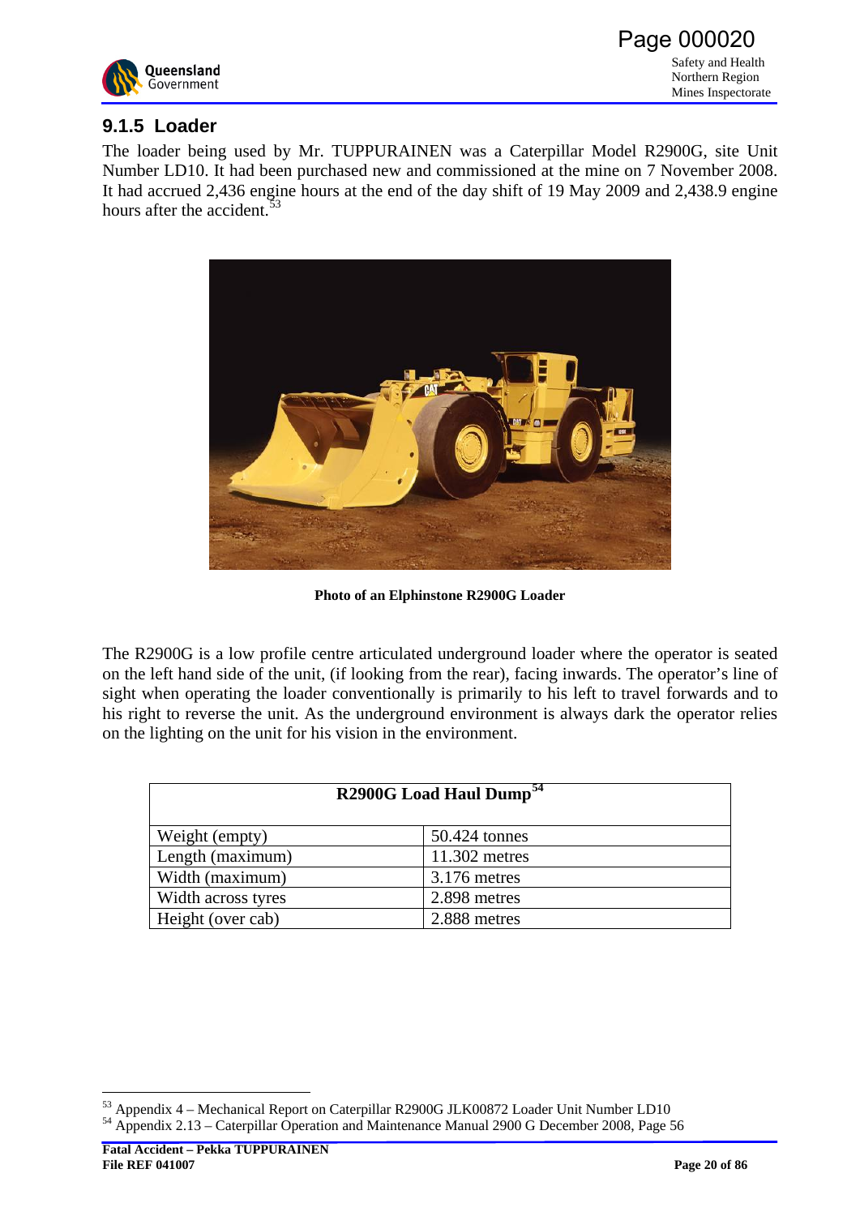## 9.1.5 Loader

The loader being used by Mr. TUPPURAINEN was a Caterpillar Model R2900G, site Unit Number LD10. It had been purchased new and commissioned at the mine on 7 November 2008. It had accrued 2,436 engine hours at the end of the day shift of 19 May 2009 and 2,438.9 engine hours after the accident.[53]

**Photo of an Elphinstone R2900G Loader**

The R2900G is a low profile centre articulated underground loader where the operator is seated on the left hand side of the unit, (if looking from the rear), facing inwards. The operator's line of sight when operating the loader conventionally is primarily to his left to travel forwards and to his right to reverse the unit. As the underground environment is always dark the operator relies on the lighting on the unit for his vision in the environment.

| **R2900G Load Haul Dump[54]** | |
|---|---|
| Weight (empty) | 50.424 tonnes |
| Length (maximum) | 11.302 metres |
| Width (maximum) | 3.176 metres |
| Width across tyres | 2.898 metres |
| Height (over cab) | 2.888 metres |

[53] Appendix 4 – Mechanical Report on Caterpillar R2900G JLK00872 Loader Unit Number LD10
[54] Appendix 2.13 – Caterpillar Operation and Maintenance Manual 2900 G December 2008, Page 56